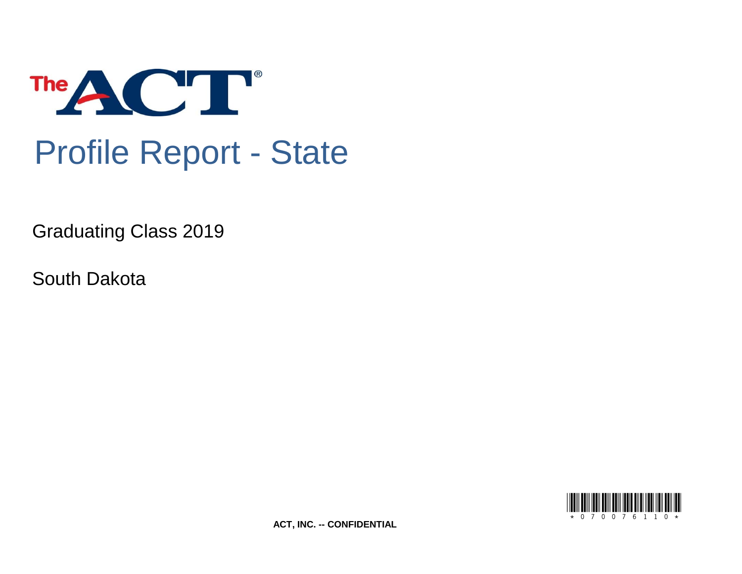The ACT®

# Profile Report - State

Graduating Class 2019

South Dakota

ACT, INC. -- CONFIDENTIAL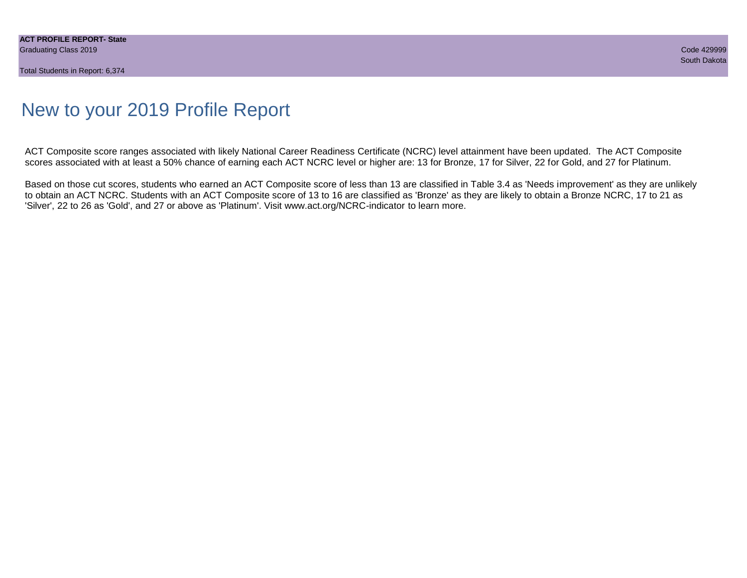# New to your 2019 Profile Report

ACT Composite score ranges associated with likely National Career Readiness Certificate (NCRC) level attainment have been updated. The ACT Composite scores associated with at least a 50% chance of earning each ACT NCRC level or higher are: 13 for Bronze, 17 for Silver, 22 for Gold, and 27 for Platinum.

Based on those cut scores, students who earned an ACT Composite score of less than 13 are classified in Table 3.4 as 'Needs improvement' as they are unlikely to obtain an ACT NCRC. Students with an ACT Composite score of 13 to 16 are classified as 'Bronze' as they are likely to obtain a Bronze NCRC, 17 to 21 as 'Silver', 22 to 26 as 'Gold', and 27 or above as 'Platinum'. Visit www.act.org/NCRC-indicator to learn more.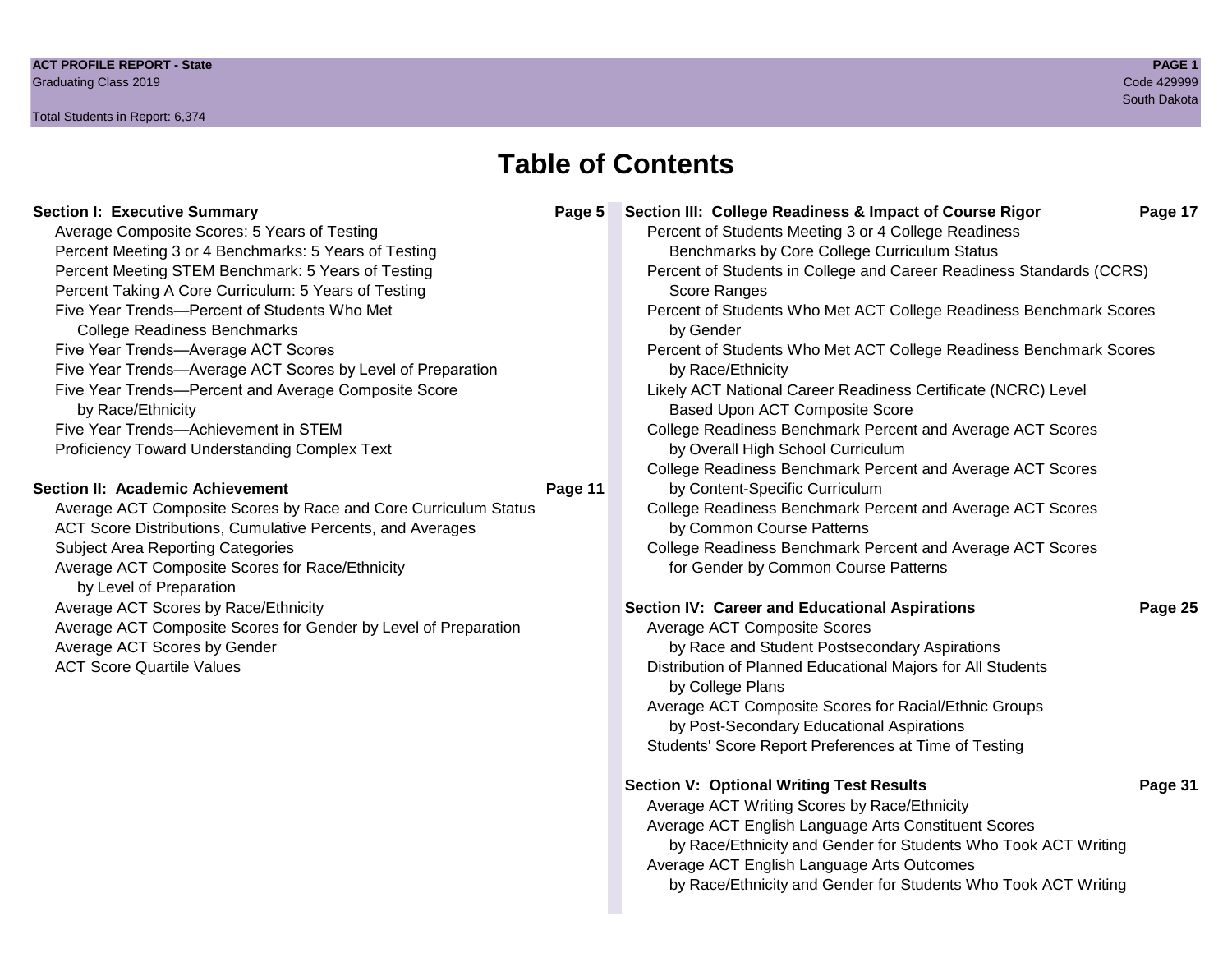# Table of Contents

**Section I: Executive Summary** — **Page 5**

- Average Composite Scores: 5 Years of Testing
- Percent Meeting 3 or 4 Benchmarks: 5 Years of Testing
- Percent Meeting STEM Benchmark: 5 Years of Testing
- Percent Taking A Core Curriculum: 5 Years of Testing
- Five Year Trends—Percent of Students Who Met College Readiness Benchmarks
- Five Year Trends—Average ACT Scores
- Five Year Trends—Average ACT Scores by Level of Preparation
- Five Year Trends—Percent and Average Composite Score by Race/Ethnicity
- Five Year Trends—Achievement in STEM
- Proficiency Toward Understanding Complex Text

**Section II: Academic Achievement** — **Page 11**

- Average ACT Composite Scores by Race and Core Curriculum Status
- ACT Score Distributions, Cumulative Percents, and Averages
- Subject Area Reporting Categories
- Average ACT Composite Scores for Race/Ethnicity by Level of Preparation
- Average ACT Scores by Race/Ethnicity
- Average ACT Composite Scores for Gender by Level of Preparation
- Average ACT Scores by Gender
- ACT Score Quartile Values

**Section III: College Readiness & Impact of Course Rigor** — **Page 17**

- Percent of Students Meeting 3 or 4 College Readiness Benchmarks by Core College Curriculum Status
- Percent of Students in College and Career Readiness Standards (CCRS) Score Ranges
- Percent of Students Who Met ACT College Readiness Benchmark Scores by Gender
- Percent of Students Who Met ACT College Readiness Benchmark Scores by Race/Ethnicity
- Likely ACT National Career Readiness Certificate (NCRC) Level Based Upon ACT Composite Score
- College Readiness Benchmark Percent and Average ACT Scores by Overall High School Curriculum
- College Readiness Benchmark Percent and Average ACT Scores by Content-Specific Curriculum
- College Readiness Benchmark Percent and Average ACT Scores by Common Course Patterns
- College Readiness Benchmark Percent and Average ACT Scores for Gender by Common Course Patterns

**Section IV: Career and Educational Aspirations** — **Page 25**

- Average ACT Composite Scores by Race and Student Postsecondary Aspirations
- Distribution of Planned Educational Majors for All Students by College Plans
- Average ACT Composite Scores for Racial/Ethnic Groups by Post-Secondary Educational Aspirations
- Students' Score Report Preferences at Time of Testing

**Section V: Optional Writing Test Results** — **Page 31**

- Average ACT Writing Scores by Race/Ethnicity
- Average ACT English Language Arts Constituent Scores by Race/Ethnicity and Gender for Students Who Took ACT Writing
- Average ACT English Language Arts Outcomes by Race/Ethnicity and Gender for Students Who Took ACT Writing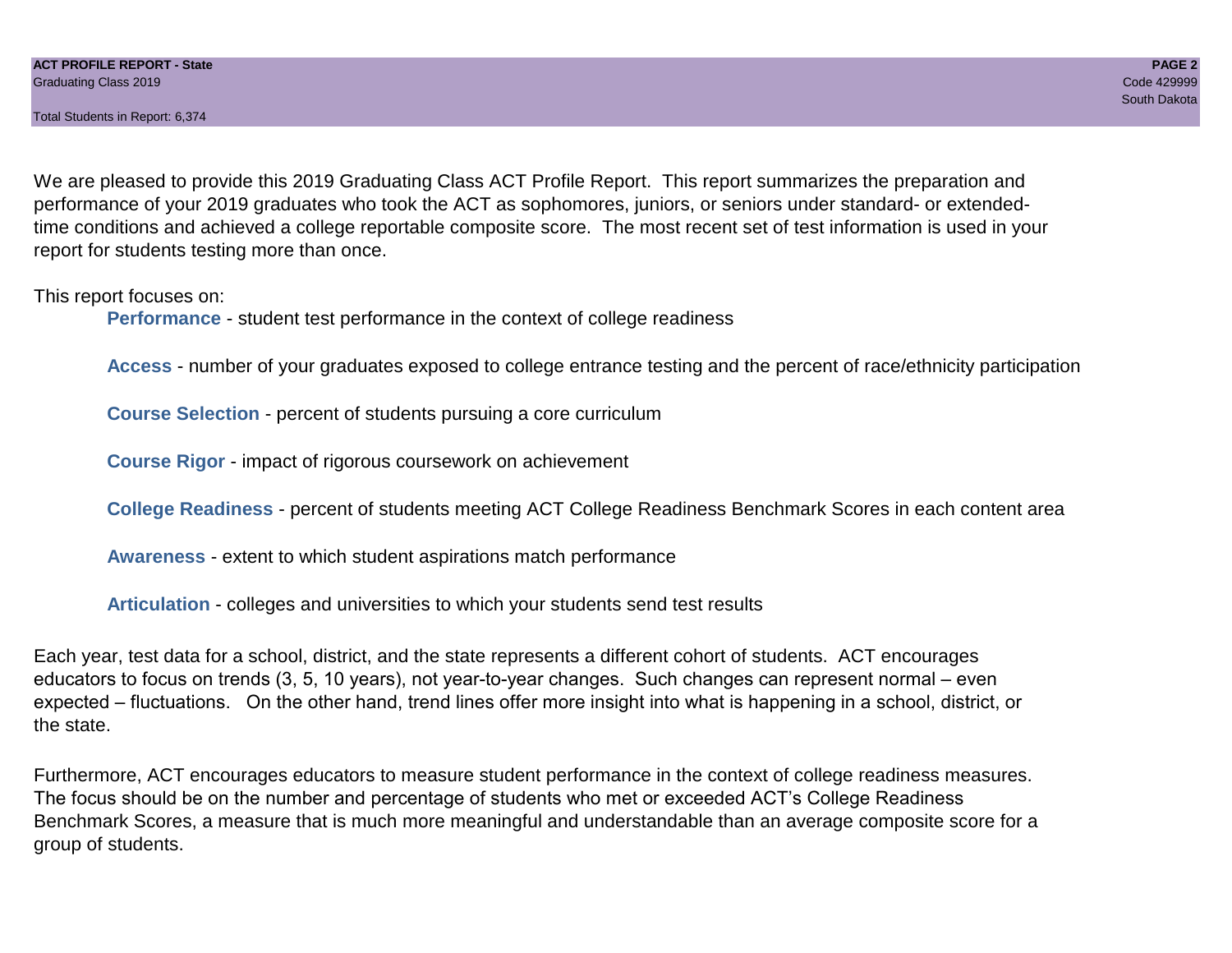We are pleased to provide this 2019 Graduating Class ACT Profile Report. This report summarizes the preparation and performance of your 2019 graduates who took the ACT as sophomores, juniors, or seniors under standard- or extended-time conditions and achieved a college reportable composite score. The most recent set of test information is used in your report for students testing more than once.

This report focuses on:

- **Performance** - student test performance in the context of college readiness
- **Access** - number of your graduates exposed to college entrance testing and the percent of race/ethnicity participation
- **Course Selection** - percent of students pursuing a core curriculum
- **Course Rigor** - impact of rigorous coursework on achievement
- **College Readiness** - percent of students meeting ACT College Readiness Benchmark Scores in each content area
- **Awareness** - extent to which student aspirations match performance
- **Articulation** - colleges and universities to which your students send test results

Each year, test data for a school, district, and the state represents a different cohort of students. ACT encourages educators to focus on trends (3, 5, 10 years), not year-to-year changes. Such changes can represent normal – even expected – fluctuations. On the other hand, trend lines offer more insight into what is happening in a school, district, or the state.

Furthermore, ACT encourages educators to measure student performance in the context of college readiness measures. The focus should be on the number and percentage of students who met or exceeded ACT's College Readiness Benchmark Scores, a measure that is much more meaningful and understandable than an average composite score for a group of students.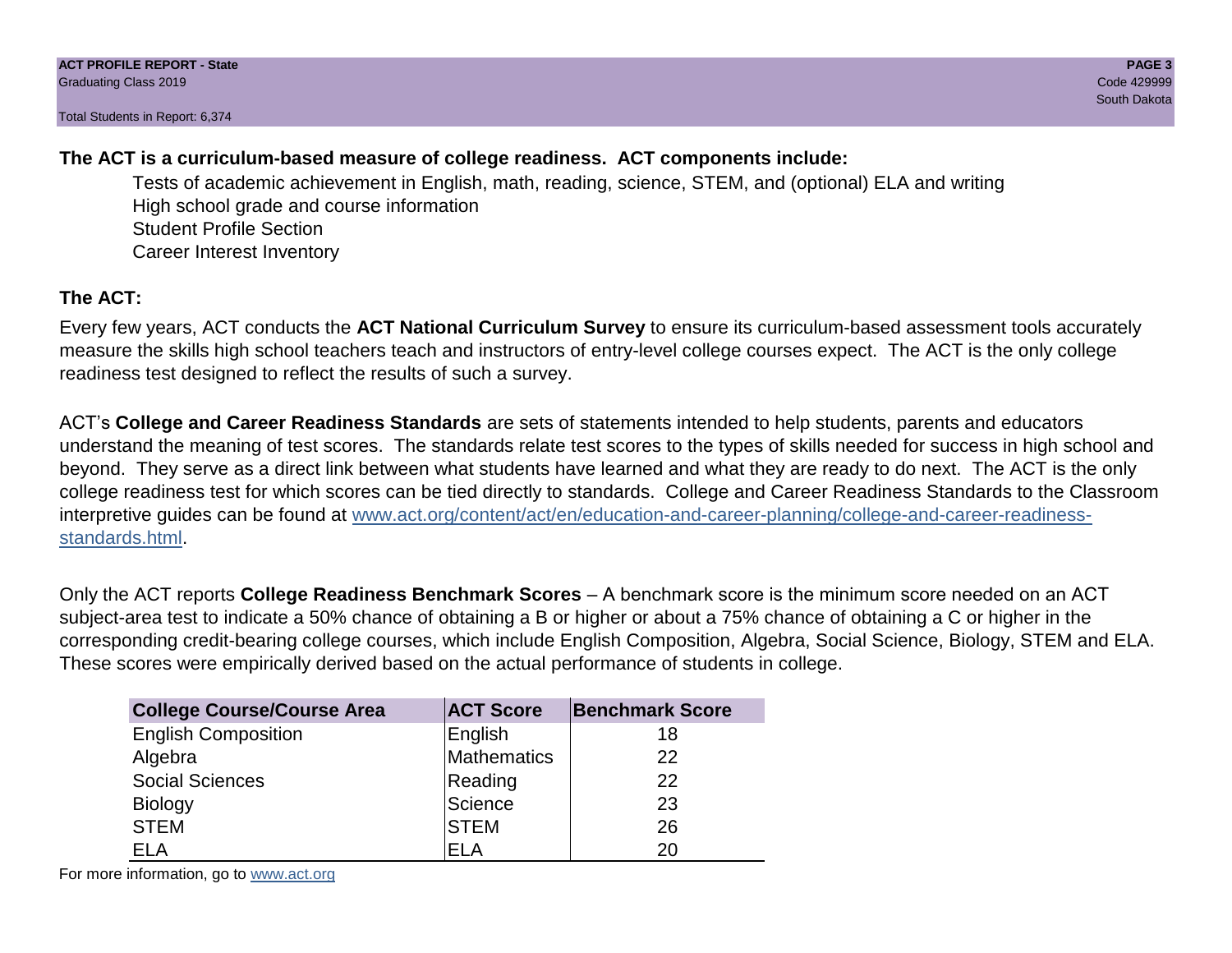**The ACT is a curriculum-based measure of college readiness. ACT components include:**

- Tests of academic achievement in English, math, reading, science, STEM, and (optional) ELA and writing
- High school grade and course information
- Student Profile Section
- Career Interest Inventory

## The ACT:

Every few years, ACT conducts the **ACT National Curriculum Survey** to ensure its curriculum-based assessment tools accurately measure the skills high school teachers teach and instructors of entry-level college courses expect. The ACT is the only college readiness test designed to reflect the results of such a survey.

ACT's **College and Career Readiness Standards** are sets of statements intended to help students, parents and educators understand the meaning of test scores. The standards relate test scores to the types of skills needed for success in high school and beyond. They serve as a direct link between what students have learned and what they are ready to do next. The ACT is the only college readiness test for which scores can be tied directly to standards. College and Career Readiness Standards to the Classroom interpretive guides can be found at www.act.org/content/act/en/education-and-career-planning/college-and-career-readiness-standards.html.

Only the ACT reports **College Readiness Benchmark Scores** – A benchmark score is the minimum score needed on an ACT subject-area test to indicate a 50% chance of obtaining a B or higher or about a 75% chance of obtaining a C or higher in the corresponding credit-bearing college courses, which include English Composition, Algebra, Social Science, Biology, STEM and ELA. These scores were empirically derived based on the actual performance of students in college.

| College Course/Course Area | ACT Score | Benchmark Score |
|---|---|---|
| English Composition | English | 18 |
| Algebra | Mathematics | 22 |
| Social Sciences | Reading | 22 |
| Biology | Science | 23 |
| STEM | STEM | 26 |
| ELA | ELA | 20 |

For more information, go to www.act.org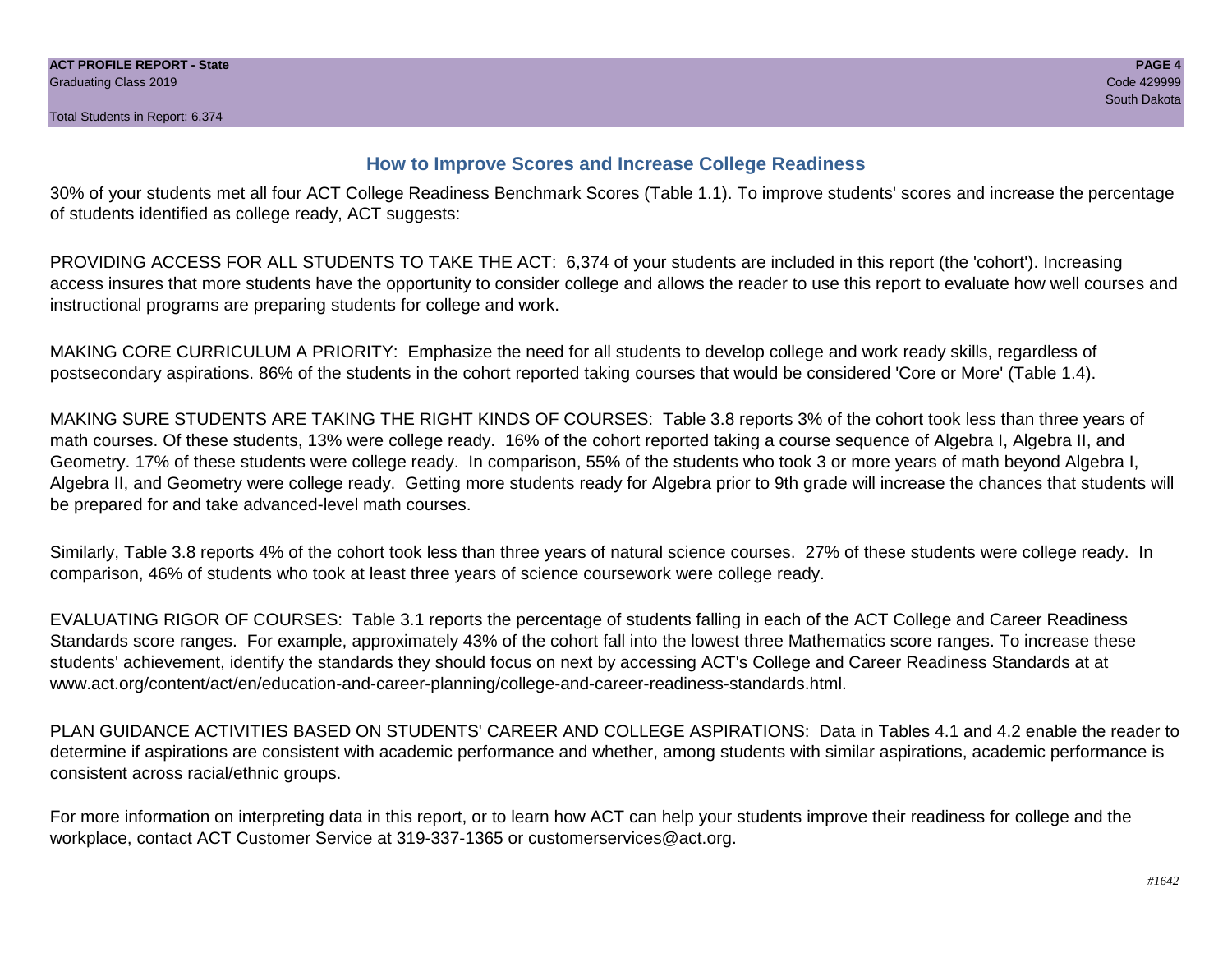## How to Improve Scores and Increase College Readiness

30% of your students met all four ACT College Readiness Benchmark Scores (Table 1.1). To improve students' scores and increase the percentage of students identified as college ready, ACT suggests:

PROVIDING ACCESS FOR ALL STUDENTS TO TAKE THE ACT: 6,374 of your students are included in this report (the 'cohort'). Increasing access insures that more students have the opportunity to consider college and allows the reader to use this report to evaluate how well courses and instructional programs are preparing students for college and work.

MAKING CORE CURRICULUM A PRIORITY: Emphasize the need for all students to develop college and work ready skills, regardless of postsecondary aspirations. 86% of the students in the cohort reported taking courses that would be considered 'Core or More' (Table 1.4).

MAKING SURE STUDENTS ARE TAKING THE RIGHT KINDS OF COURSES: Table 3.8 reports 3% of the cohort took less than three years of math courses. Of these students, 13% were college ready. 16% of the cohort reported taking a course sequence of Algebra I, Algebra II, and Geometry. 17% of these students were college ready. In comparison, 55% of the students who took 3 or more years of math beyond Algebra I, Algebra II, and Geometry were college ready. Getting more students ready for Algebra prior to 9th grade will increase the chances that students will be prepared for and take advanced-level math courses.

Similarly, Table 3.8 reports 4% of the cohort took less than three years of natural science courses. 27% of these students were college ready. In comparison, 46% of students who took at least three years of science coursework were college ready.

EVALUATING RIGOR OF COURSES: Table 3.1 reports the percentage of students falling in each of the ACT College and Career Readiness Standards score ranges. For example, approximately 43% of the cohort fall into the lowest three Mathematics score ranges. To increase these students' achievement, identify the standards they should focus on next by accessing ACT's College and Career Readiness Standards at at www.act.org/content/act/en/education-and-career-planning/college-and-career-readiness-standards.html.

PLAN GUIDANCE ACTIVITIES BASED ON STUDENTS' CAREER AND COLLEGE ASPIRATIONS: Data in Tables 4.1 and 4.2 enable the reader to determine if aspirations are consistent with academic performance and whether, among students with similar aspirations, academic performance is consistent across racial/ethnic groups.

For more information on interpreting data in this report, or to learn how ACT can help your students improve their readiness for college and the workplace, contact ACT Customer Service at 319-337-1365 or customerservices@act.org.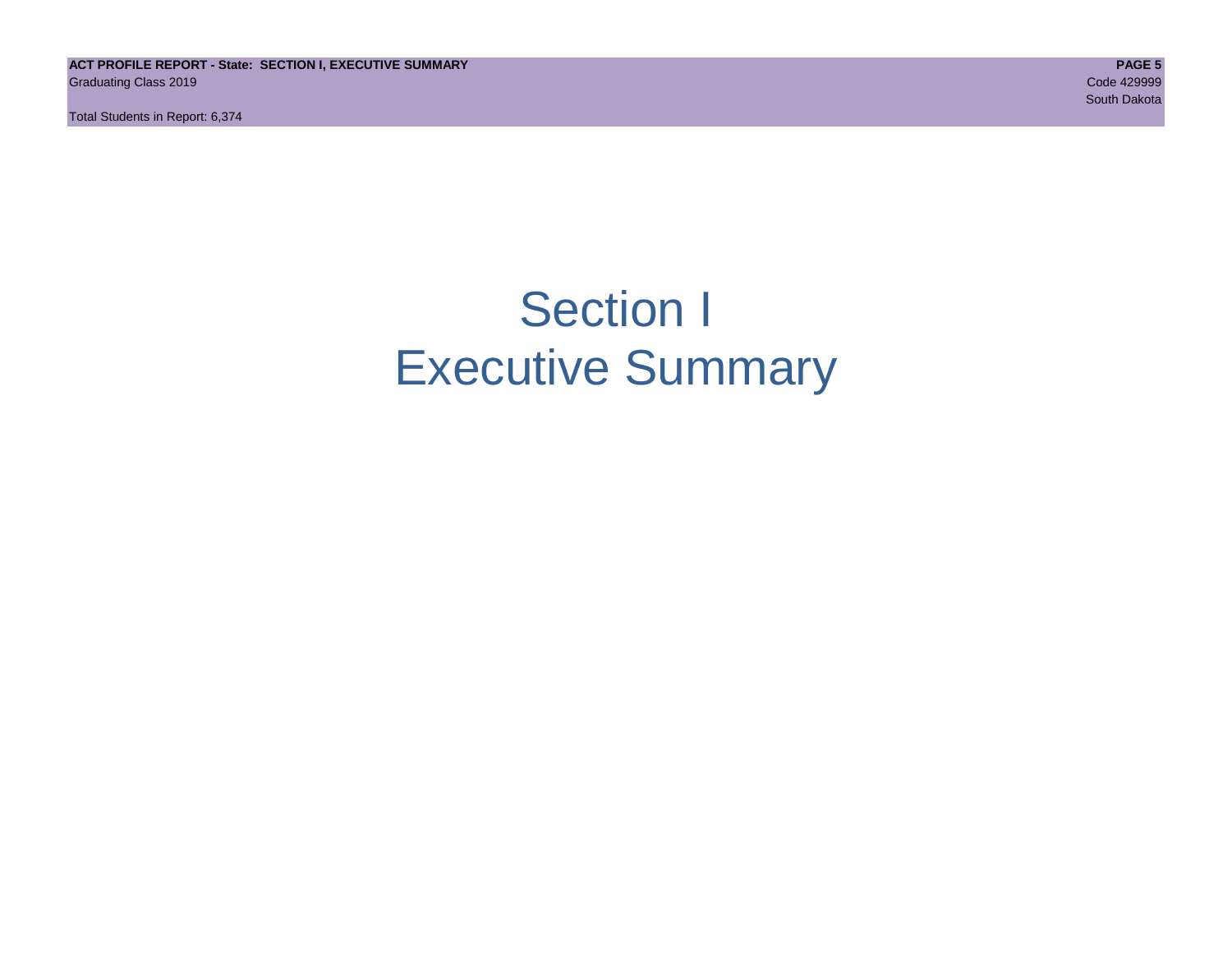# Section I
# Executive Summary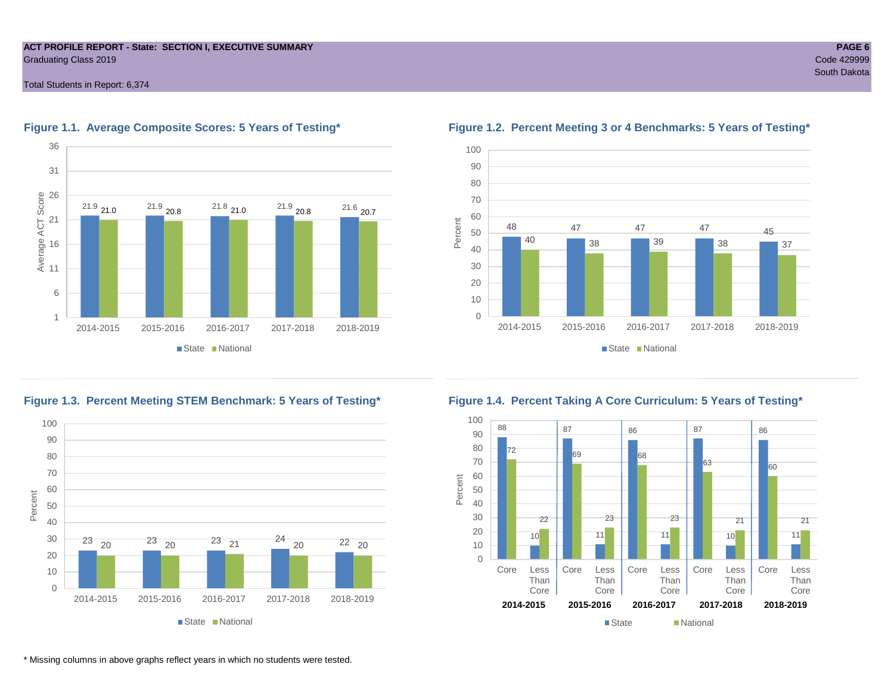**ACT PROFILE REPORT - State: SECTION I, EXECUTIVE SUMMARY**
Graduating Class 2019

Code 429999
South Dakota

Total Students in Report: 6,374

## Figure 1.1. Average Composite Scores: 5 Years of Testing*

| | 2014-2015 | 2015-2016 | 2016-2017 | 2017-2018 | 2018-2019 |
|---|---|---|---|---|---|
| State | 21.9 | 21.9 | 21.8 | 21.9 | 21.6 |
| National | 21.0 | 20.8 | 21.0 | 20.8 | 20.7 |

## Figure 1.2. Percent Meeting 3 or 4 Benchmarks: 5 Years of Testing*

| | 2014-2015 | 2015-2016 | 2016-2017 | 2017-2018 | 2018-2019 |
|---|---|---|---|---|---|
| State | 48 | 47 | 47 | 47 | 45 |
| National | 40 | 38 | 39 | 38 | 37 |

## Figure 1.3. Percent Meeting STEM Benchmark: 5 Years of Testing*

| | 2014-2015 | 2015-2016 | 2016-2017 | 2017-2018 | 2018-2019 |
|---|---|---|---|---|---|
| State | 23 | 23 | 23 | 24 | 22 |
| National | 20 | 20 | 21 | 20 | 20 |

## Figure 1.4. Percent Taking A Core Curriculum: 5 Years of Testing*

| | 2014-2015 | | 2015-2016 | | 2016-2017 | | 2017-2018 | | 2018-2019 | |
|---|---|---|---|---|---|---|---|---|---|---|
| | Core | Less Than Core | Core | Less Than Core | Core | Less Than Core | Core | Less Than Core | Core | Less Than Core |
| State | 88 | 10 | 87 | 11 | 86 | 11 | 87 | 10 | 86 | 11 |
| National | 72 | 22 | 69 | 23 | 68 | 23 | 63 | 21 | 60 | 21 |

\* Missing columns in above graphs reflect years in which no students were tested.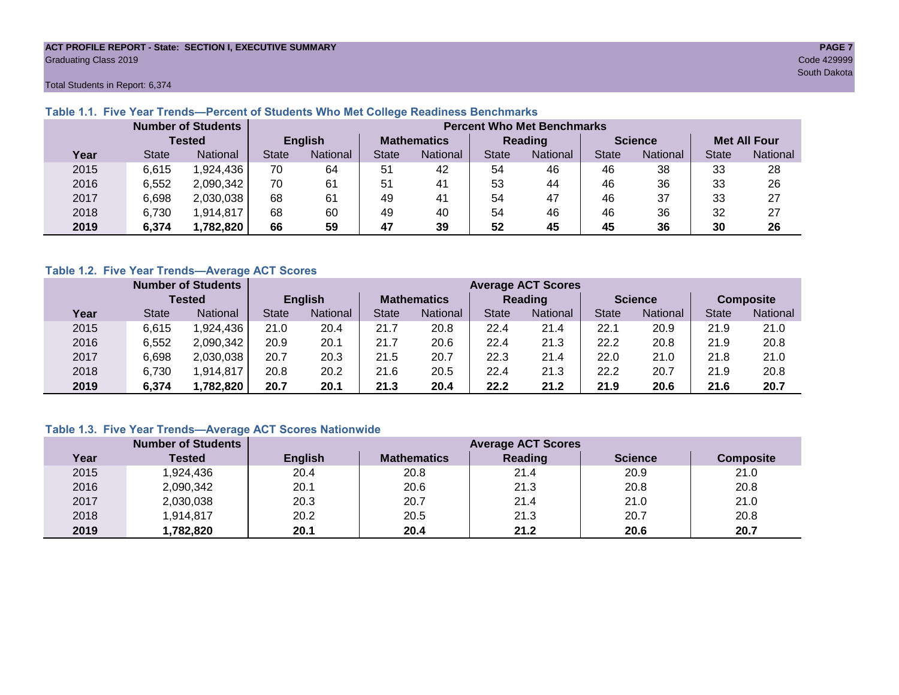**ACT PROFILE REPORT - State: SECTION I, EXECUTIVE SUMMARY**

Graduating Class 2019

Code 429999

South Dakota

Total Students in Report: 6,374

### Table 1.1. Five Year Trends—Percent of Students Who Met College Readiness Benchmarks

| | Number of Students Tested | | Percent Who Met Benchmarks | | | | | | | | | |
|---|---|---|---|---|---|---|---|---|---|---|---|---|
| | | | English | | Mathematics | | Reading | | Science | | Met All Four | |
| Year | State | National | State | National | State | National | State | National | State | National | State | National |
| 2015 | 6,615 | 1,924,436 | 70 | 64 | 51 | 42 | 54 | 46 | 46 | 38 | 33 | 28 |
| 2016 | 6,552 | 2,090,342 | 70 | 61 | 51 | 41 | 53 | 44 | 46 | 36 | 33 | 26 |
| 2017 | 6,698 | 2,030,038 | 68 | 61 | 49 | 41 | 54 | 47 | 46 | 37 | 33 | 27 |
| 2018 | 6,730 | 1,914,817 | 68 | 60 | 49 | 40 | 54 | 46 | 46 | 36 | 32 | 27 |
| **2019** | **6,374** | **1,782,820** | **66** | **59** | **47** | **39** | **52** | **45** | **45** | **36** | **30** | **26** |

### Table 1.2. Five Year Trends—Average ACT Scores

| | Number of Students Tested | | Average ACT Scores | | | | | | | | | |
|---|---|---|---|---|---|---|---|---|---|---|---|---|
| | | | English | | Mathematics | | Reading | | Science | | Composite | |
| Year | State | National | State | National | State | National | State | National | State | National | State | National |
| 2015 | 6,615 | 1,924,436 | 21.0 | 20.4 | 21.7 | 20.8 | 22.4 | 21.4 | 22.1 | 20.9 | 21.9 | 21.0 |
| 2016 | 6,552 | 2,090,342 | 20.9 | 20.1 | 21.7 | 20.6 | 22.4 | 21.3 | 22.2 | 20.8 | 21.9 | 20.8 |
| 2017 | 6,698 | 2,030,038 | 20.7 | 20.3 | 21.5 | 20.7 | 22.3 | 21.4 | 22.0 | 21.0 | 21.8 | 21.0 |
| 2018 | 6,730 | 1,914,817 | 20.8 | 20.2 | 21.6 | 20.5 | 22.4 | 21.3 | 22.2 | 20.7 | 21.9 | 20.8 |
| **2019** | **6,374** | **1,782,820** | **20.7** | **20.1** | **21.3** | **20.4** | **22.2** | **21.2** | **21.9** | **20.6** | **21.6** | **20.7** |

### Table 1.3. Five Year Trends—Average ACT Scores Nationwide

| Year | Number of Students Tested | Average ACT Scores: English | Mathematics | Reading | Science | Composite |
|---|---|---|---|---|---|---|
| 2015 | 1,924,436 | 20.4 | 20.8 | 21.4 | 20.9 | 21.0 |
| 2016 | 2,090,342 | 20.1 | 20.6 | 21.3 | 20.8 | 20.8 |
| 2017 | 2,030,038 | 20.3 | 20.7 | 21.4 | 21.0 | 21.0 |
| 2018 | 1,914,817 | 20.2 | 20.5 | 21.3 | 20.7 | 20.8 |
| **2019** | **1,782,820** | **20.1** | **20.4** | **21.2** | **20.6** | **20.7** |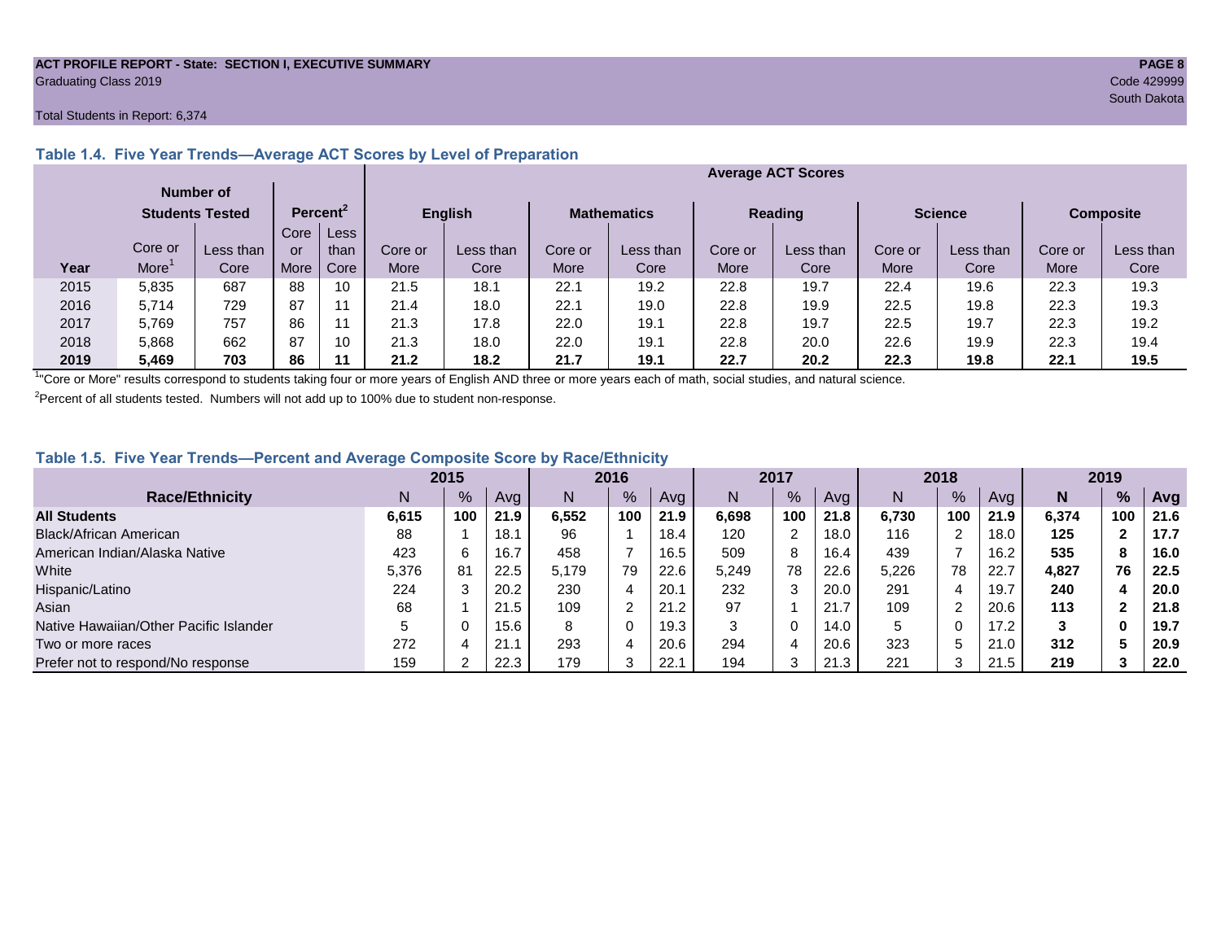ACT PROFILE REPORT - State: SECTION I, EXECUTIVE SUMMARY
Graduating Class 2019

Code 429999
South Dakota

Total Students in Report: 6,374

### Table 1.4. Five Year Trends—Average ACT Scores by Level of Preparation

| | Number of Students Tested | | Percent[2] | | Average ACT Scores | | | | | | | | | |
|---|---|---|---|---|---|---|---|---|---|---|---|---|---|---|
| | | | | | English | | Mathematics | | Reading | | Science | | Composite | |
| Year | Core or More[1] | Less than Core | Core or More | Less than Core | Core or More | Less than Core | Core or More | Less than Core | Core or More | Less than Core | Core or More | Less than Core | Core or More | Less than Core |
| 2015 | 5,835 | 687 | 88 | 10 | 21.5 | 18.1 | 22.1 | 19.2 | 22.8 | 19.7 | 22.4 | 19.6 | 22.3 | 19.3 |
| 2016 | 5,714 | 729 | 87 | 11 | 21.4 | 18.0 | 22.1 | 19.0 | 22.8 | 19.9 | 22.5 | 19.8 | 22.3 | 19.3 |
| 2017 | 5,769 | 757 | 86 | 11 | 21.3 | 17.8 | 22.0 | 19.1 | 22.8 | 19.7 | 22.5 | 19.7 | 22.3 | 19.2 |
| 2018 | 5,868 | 662 | 87 | 10 | 21.3 | 18.0 | 22.0 | 19.1 | 22.8 | 20.0 | 22.6 | 19.9 | 22.3 | 19.4 |
| **2019** | **5,469** | **703** | **86** | **11** | **21.2** | **18.2** | **21.7** | **19.1** | **22.7** | **20.2** | **22.3** | **19.8** | **22.1** | **19.5** |

[1]"Core or More" results correspond to students taking four or more years of English AND three or more years each of math, social studies, and natural science.

[2]Percent of all students tested. Numbers will not add up to 100% due to student non-response.

### Table 1.5. Five Year Trends—Percent and Average Composite Score by Race/Ethnicity

| | 2015 | | | 2016 | | | 2017 | | | 2018 | | | **2019** | | |
|---|---|---|---|---|---|---|---|---|---|---|---|---|---|---|---|
| Race/Ethnicity | N | % | Avg | N | % | Avg | N | % | Avg | N | % | Avg | **N** | **%** | **Avg** |
| **All Students** | **6,615** | **100** | **21.9** | **6,552** | **100** | **21.9** | **6,698** | **100** | **21.8** | **6,730** | **100** | **21.9** | **6,374** | **100** | **21.6** |
| Black/African American | 88 | 1 | 18.1 | 96 | 1 | 18.4 | 120 | 2 | 18.0 | 116 | 2 | 18.0 | **125** | **2** | **17.7** |
| American Indian/Alaska Native | 423 | 6 | 16.7 | 458 | 7 | 16.5 | 509 | 8 | 16.4 | 439 | 7 | 16.2 | **535** | **8** | **16.0** |
| White | 5,376 | 81 | 22.5 | 5,179 | 79 | 22.6 | 5,249 | 78 | 22.6 | 5,226 | 78 | 22.7 | **4,827** | **76** | **22.5** |
| Hispanic/Latino | 224 | 3 | 20.2 | 230 | 4 | 20.1 | 232 | 3 | 20.0 | 291 | 4 | 19.7 | **240** | **4** | **20.0** |
| Asian | 68 | 1 | 21.5 | 109 | 2 | 21.2 | 97 | 1 | 21.7 | 109 | 2 | 20.6 | **113** | **2** | **21.8** |
| Native Hawaiian/Other Pacific Islander | 5 | 0 | 15.6 | 8 | 0 | 19.3 | 3 | 0 | 14.0 | 5 | 0 | 17.2 | **3** | **0** | **19.7** |
| Two or more races | 272 | 4 | 21.1 | 293 | 4 | 20.6 | 294 | 4 | 20.6 | 323 | 5 | 21.0 | **312** | **5** | **20.9** |
| Prefer not to respond/No response | 159 | 2 | 22.3 | 179 | 3 | 22.1 | 194 | 3 | 21.3 | 221 | 3 | 21.5 | **219** | **3** | **22.0** |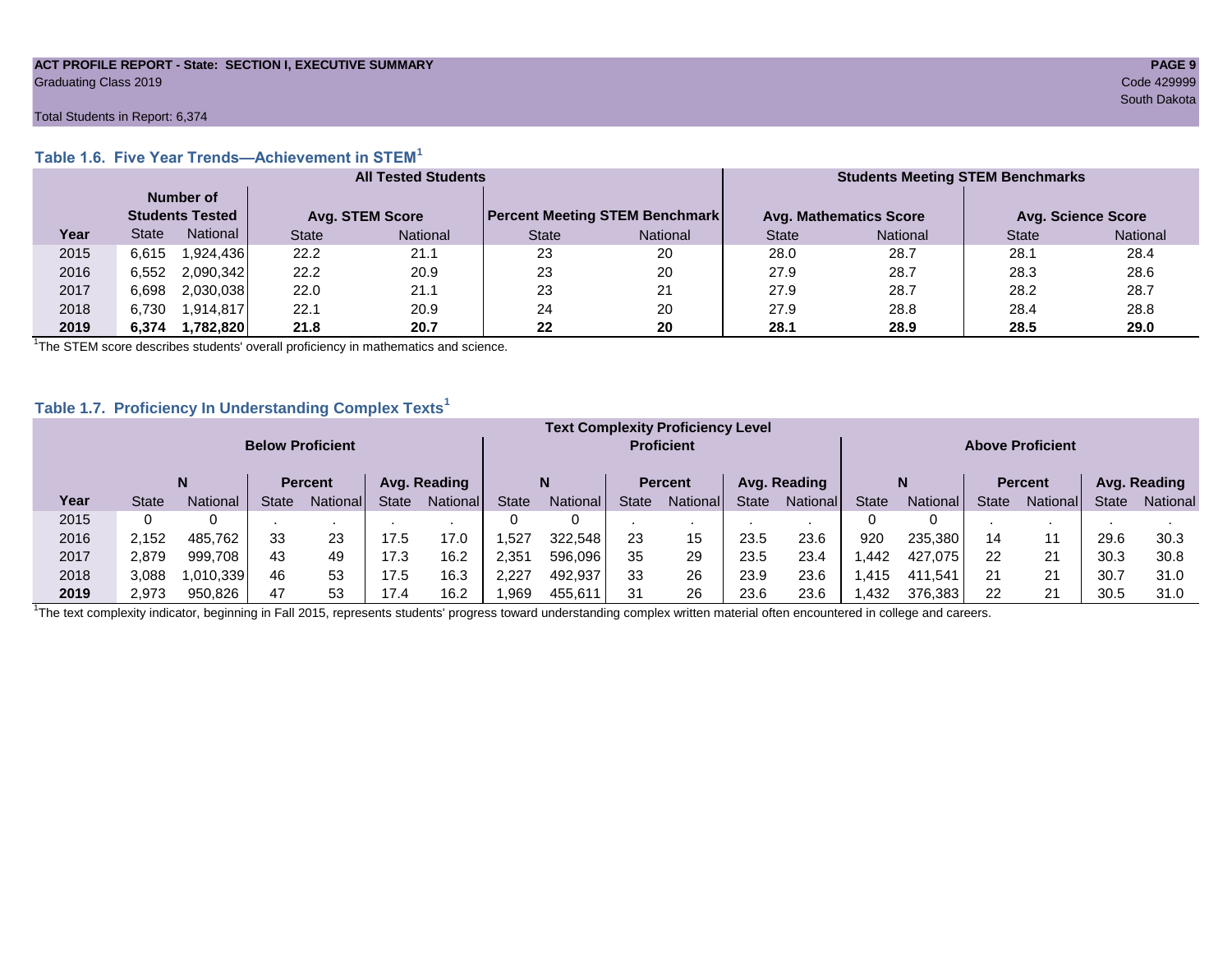**ACT PROFILE REPORT - State: SECTION I, EXECUTIVE SUMMARY**
Graduating Class 2019

Code 429999
South Dakota

Total Students in Report: 6,374

### Table 1.6. Five Year Trends—Achievement in STEM[1]

| | All Tested Students | | | | | | Students Meeting STEM Benchmarks | | | |
|---|---|---|---|---|---|---|---|---|---|---|
| | Number of Students Tested | | Avg. STEM Score | | Percent Meeting STEM Benchmark | | Avg. Mathematics Score | | Avg. Science Score | |
| Year | State | National | State | National | State | National | State | National | State | National |
| 2015 | 6,615 | 1,924,436 | 22.2 | 21.1 | 23 | 20 | 28.0 | 28.7 | 28.1 | 28.4 |
| 2016 | 6,552 | 2,090,342 | 22.2 | 20.9 | 23 | 20 | 27.9 | 28.7 | 28.3 | 28.6 |
| 2017 | 6,698 | 2,030,038 | 22.0 | 21.1 | 23 | 21 | 27.9 | 28.7 | 28.2 | 28.7 |
| 2018 | 6,730 | 1,914,817 | 22.1 | 20.9 | 24 | 20 | 27.9 | 28.8 | 28.4 | 28.8 |
| **2019** | **6,374** | **1,782,820** | **21.8** | **20.7** | **22** | **20** | **28.1** | **28.9** | **28.5** | **29.0** |

[1]The STEM score describes students' overall proficiency in mathematics and science.

### Table 1.7. Proficiency In Understanding Complex Texts[1]

| | Text Complexity Proficiency Level | | | | | | | | | | | | | | | | | |
|---|---|---|---|---|---|---|---|---|---|---|---|---|---|---|---|---|---|---|
| | Below Proficient | | | | | | Proficient | | | | | | Above Proficient | | | | | |
| | N | | Percent | | Avg. Reading | | N | | Percent | | Avg. Reading | | N | | Percent | | Avg. Reading | |
| Year | State | National | State | National | State | National | State | National | State | National | State | National | State | National | State | National | State | National |
| 2015 | 0 | 0 | . | . | . | . | 0 | 0 | . | . | . | . | 0 | 0 | . | . | . | . |
| 2016 | 2,152 | 485,762 | 33 | 23 | 17.5 | 17.0 | 1,527 | 322,548 | 23 | 15 | 23.5 | 23.6 | 920 | 235,380 | 14 | 11 | 29.6 | 30.3 |
| 2017 | 2,879 | 999,708 | 43 | 49 | 17.3 | 16.2 | 2,351 | 596,096 | 35 | 29 | 23.5 | 23.4 | 1,442 | 427,075 | 22 | 21 | 30.3 | 30.8 |
| 2018 | 3,088 | 1,010,339 | 46 | 53 | 17.5 | 16.3 | 2,227 | 492,937 | 33 | 26 | 23.9 | 23.6 | 1,415 | 411,541 | 21 | 21 | 30.7 | 31.0 |
| **2019** | 2,973 | 950,826 | 47 | 53 | 17.4 | 16.2 | 1,969 | 455,611 | 31 | 26 | 23.6 | 23.6 | 1,432 | 376,383 | 22 | 21 | 30.5 | 31.0 |

[1]The text complexity indicator, beginning in Fall 2015, represents students' progress toward understanding complex written material often encountered in college and careers.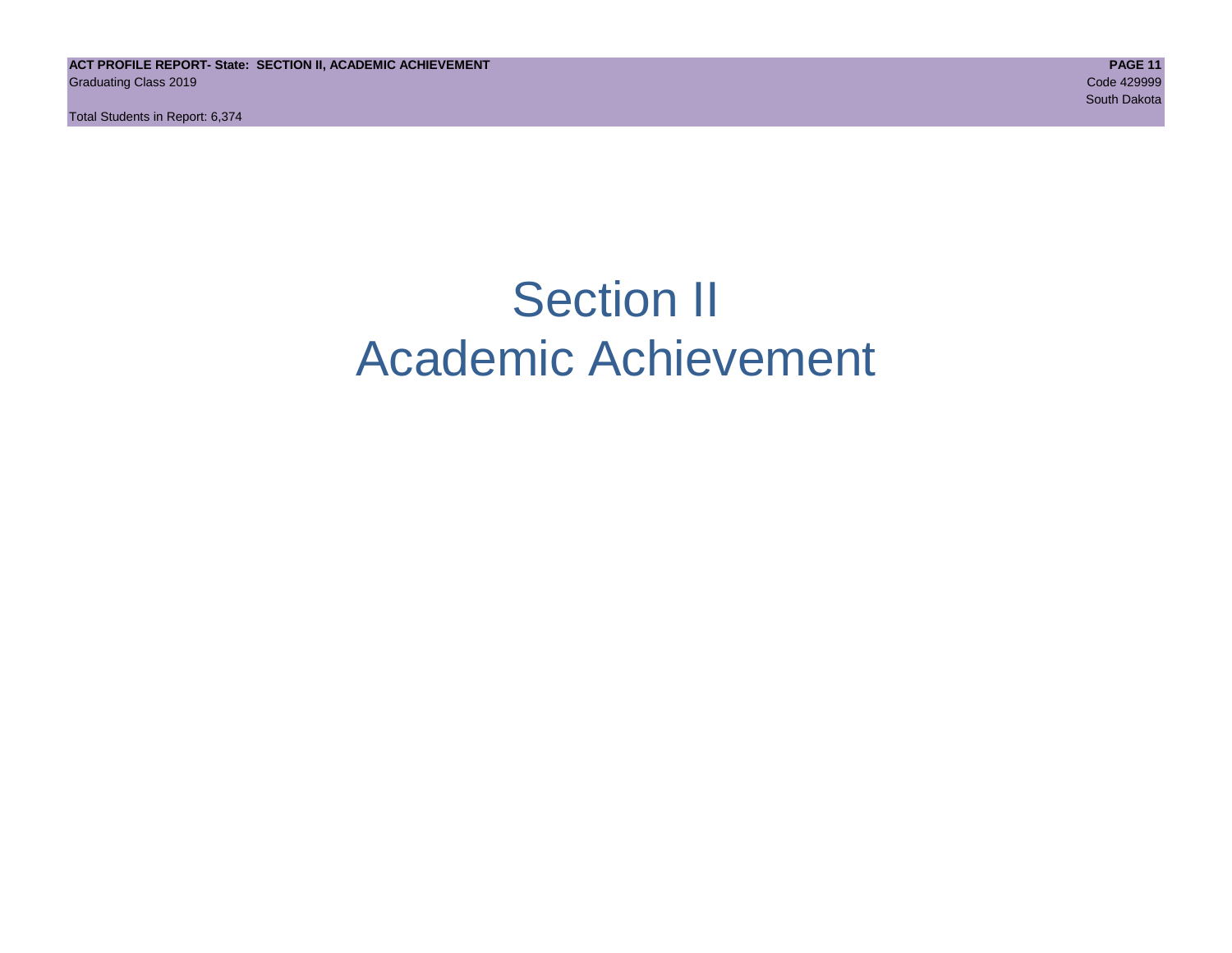# Section II
# Academic Achievement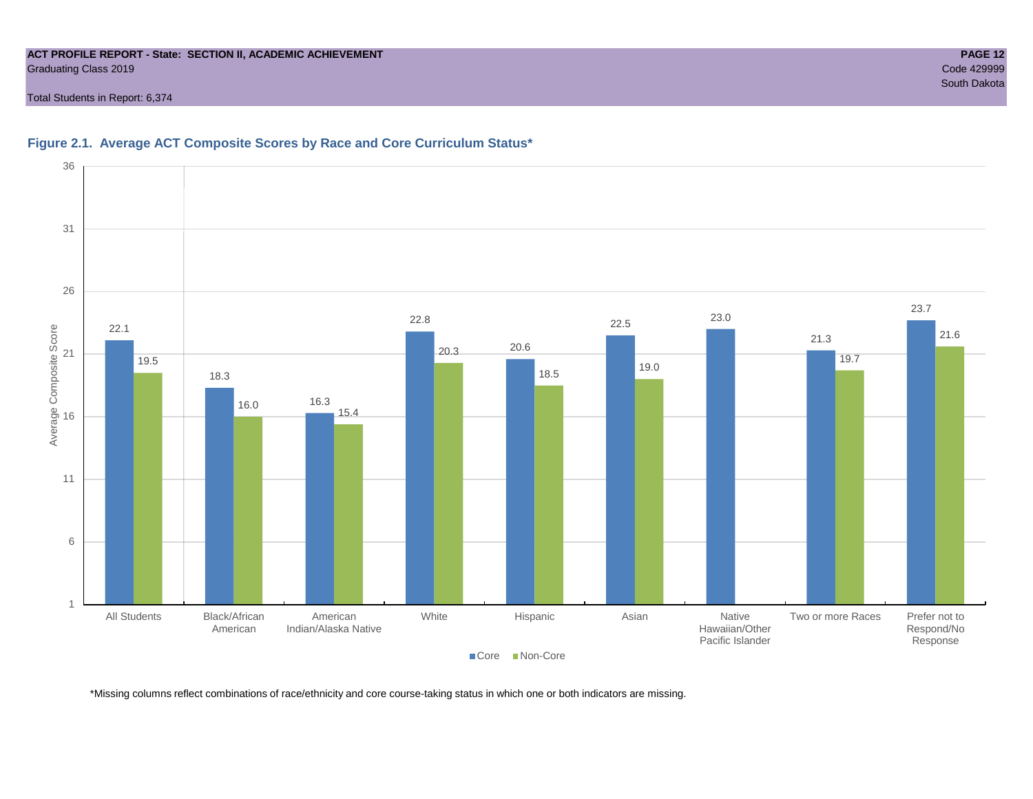ACT PROFILE REPORT - State: SECTION II, ACADEMIC ACHIEVEMENT
Graduating Class 2019
Code 429999
South Dakota
Total Students in Report: 6,374

### Figure 2.1. Average ACT Composite Scores by Race and Core Curriculum Status*

| | Core | Non-Core |
|---|---|---|
| All Students | 22.1 | 19.5 |
| Black/African American | 18.3 | 16.0 |
| American Indian/Alaska Native | 16.3 | 15.4 |
| White | 22.8 | 20.3 |
| Hispanic | 20.6 | 18.5 |
| Asian | 22.5 | 19.0 |
| Native Hawaiian/Other Pacific Islander | 23.0 | |
| Two or more Races | 21.3 | 19.7 |
| Prefer not to Respond/No Response | 23.7 | 21.6 |

*Missing columns reflect combinations of race/ethnicity and core course-taking status in which one or both indicators are missing.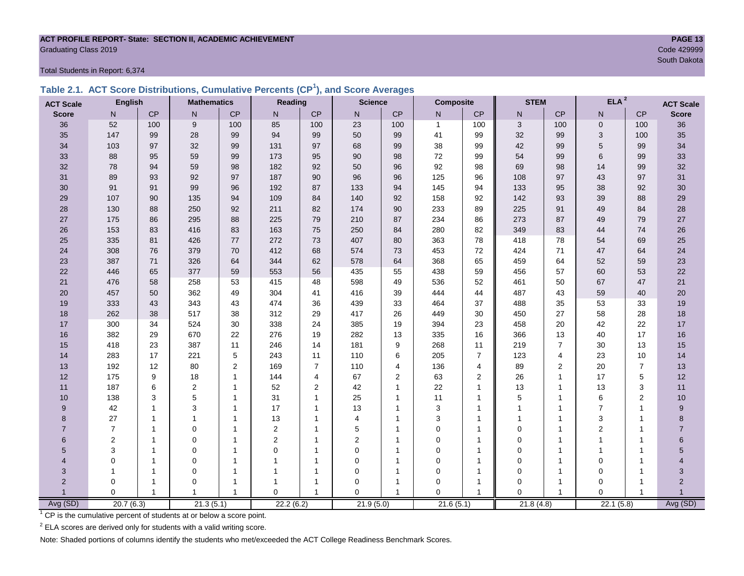ACT PROFILE REPORT- State: SECTION II, ACADEMIC ACHIEVEMENT

Graduating Class 2019

Code 429999

South Dakota

Total Students in Report: 6,374

## Table 2.1. ACT Score Distributions, Cumulative Percents (CP[1]), and Score Averages

| ACT Scale | English | | Mathematics | | Reading | | Science | | Composite | | STEM | | ELA[2] | | ACT Scale |
|---|---|---|---|---|---|---|---|---|---|---|---|---|---|---|---|
| Score | N | CP | N | CP | N | CP | N | CP | N | CP | N | CP | N | CP | Score |
| 36 | 52 | 100 | 9 | 100 | 85 | 100 | 23 | 100 | 1 | 100 | 3 | 100 | 0 | 100 | 36 |
| 35 | 147 | 99 | 28 | 99 | 94 | 99 | 50 | 99 | 41 | 99 | 32 | 99 | 3 | 100 | 35 |
| 34 | 103 | 97 | 32 | 99 | 131 | 97 | 68 | 99 | 38 | 99 | 42 | 99 | 5 | 99 | 34 |
| 33 | 88 | 95 | 59 | 99 | 173 | 95 | 90 | 98 | 72 | 99 | 54 | 99 | 6 | 99 | 33 |
| 32 | 78 | 94 | 59 | 98 | 182 | 92 | 50 | 96 | 92 | 98 | 69 | 98 | 14 | 99 | 32 |
| 31 | 89 | 93 | 92 | 97 | 187 | 90 | 96 | 96 | 125 | 96 | 108 | 97 | 43 | 97 | 31 |
| 30 | 91 | 91 | 99 | 96 | 192 | 87 | 133 | 94 | 145 | 94 | 133 | 95 | 38 | 92 | 30 |
| 29 | 107 | 90 | 135 | 94 | 109 | 84 | 140 | 92 | 158 | 92 | 142 | 93 | 39 | 88 | 29 |
| 28 | 130 | 88 | 250 | 92 | 211 | 82 | 174 | 90 | 233 | 89 | 225 | 91 | 49 | 84 | 28 |
| 27 | 175 | 86 | 295 | 88 | 225 | 79 | 210 | 87 | 234 | 86 | 273 | 87 | 49 | 79 | 27 |
| 26 | 153 | 83 | 416 | 83 | 163 | 75 | 250 | 84 | 280 | 82 | 349 | 83 | 44 | 74 | 26 |
| 25 | 335 | 81 | 426 | 77 | 272 | 73 | 407 | 80 | 363 | 78 | 418 | 78 | 54 | 69 | 25 |
| 24 | 308 | 76 | 379 | 70 | 412 | 68 | 574 | 73 | 453 | 72 | 424 | 71 | 47 | 64 | 24 |
| 23 | 387 | 71 | 326 | 64 | 344 | 62 | 578 | 64 | 368 | 65 | 459 | 64 | 52 | 59 | 23 |
| 22 | 446 | 65 | 377 | 59 | 553 | 56 | 435 | 55 | 438 | 59 | 456 | 57 | 60 | 53 | 22 |
| 21 | 476 | 58 | 258 | 53 | 415 | 48 | 598 | 49 | 536 | 52 | 461 | 50 | 67 | 47 | 21 |
| 20 | 457 | 50 | 362 | 49 | 304 | 41 | 416 | 39 | 444 | 44 | 487 | 43 | 59 | 40 | 20 |
| 19 | 333 | 43 | 343 | 43 | 474 | 36 | 439 | 33 | 464 | 37 | 488 | 35 | 53 | 33 | 19 |
| 18 | 262 | 38 | 517 | 38 | 312 | 29 | 417 | 26 | 449 | 30 | 450 | 27 | 58 | 28 | 18 |
| 17 | 300 | 34 | 524 | 30 | 338 | 24 | 385 | 19 | 394 | 23 | 458 | 20 | 42 | 22 | 17 |
| 16 | 382 | 29 | 670 | 22 | 276 | 19 | 282 | 13 | 335 | 16 | 366 | 13 | 40 | 17 | 16 |
| 15 | 418 | 23 | 387 | 11 | 246 | 14 | 181 | 9 | 268 | 11 | 219 | 7 | 30 | 13 | 15 |
| 14 | 283 | 17 | 221 | 5 | 243 | 11 | 110 | 6 | 205 | 7 | 123 | 4 | 23 | 10 | 14 |
| 13 | 192 | 12 | 80 | 2 | 169 | 7 | 110 | 4 | 136 | 4 | 89 | 2 | 20 | 7 | 13 |
| 12 | 175 | 9 | 18 | 1 | 144 | 4 | 67 | 2 | 63 | 2 | 26 | 1 | 17 | 5 | 12 |
| 11 | 187 | 6 | 2 | 1 | 52 | 2 | 42 | 1 | 22 | 1 | 13 | 1 | 13 | 3 | 11 |
| 10 | 138 | 3 | 5 | 1 | 31 | 1 | 25 | 1 | 11 | 1 | 5 | 1 | 6 | 2 | 10 |
| 9 | 42 | 1 | 3 | 1 | 17 | 1 | 13 | 1 | 3 | 1 | 1 | 1 | 7 | 1 | 9 |
| 8 | 27 | 1 | 1 | 1 | 13 | 1 | 4 | 1 | 3 | 1 | 1 | 1 | 3 | 1 | 8 |
| 7 | 7 | 1 | 0 | 1 | 2 | 1 | 5 | 1 | 0 | 1 | 0 | 1 | 2 | 1 | 7 |
| 6 | 2 | 1 | 0 | 1 | 2 | 1 | 2 | 1 | 0 | 1 | 0 | 1 | 1 | 1 | 6 |
| 5 | 3 | 1 | 0 | 1 | 0 | 1 | 0 | 1 | 0 | 1 | 0 | 1 | 1 | 1 | 5 |
| 4 | 0 | 1 | 0 | 1 | 1 | 1 | 0 | 1 | 0 | 1 | 0 | 1 | 0 | 1 | 4 |
| 3 | 1 | 1 | 0 | 1 | 1 | 1 | 0 | 1 | 0 | 1 | 0 | 1 | 0 | 1 | 3 |
| 2 | 0 | 1 | 0 | 1 | 1 | 1 | 0 | 1 | 0 | 1 | 0 | 1 | 0 | 1 | 2 |
| 1 | 0 | 1 | 1 | 1 | 0 | 1 | 0 | 1 | 0 | 1 | 0 | 1 | 0 | 1 | 1 |
| Avg (SD) | 20.7 (6.3) | | 21.3 (5.1) | | 22.2 (6.2) | | 21.9 (5.0) | | 21.6 (5.1) | | 21.8 (4.8) | | 22.1 (5.8) | | Avg (SD) |

[1] CP is the cumulative percent of students at or below a score point.

[2] ELA scores are derived only for students with a valid writing score.

Note: Shaded portions of columns identify the students who met/exceeded the ACT College Readiness Benchmark Scores.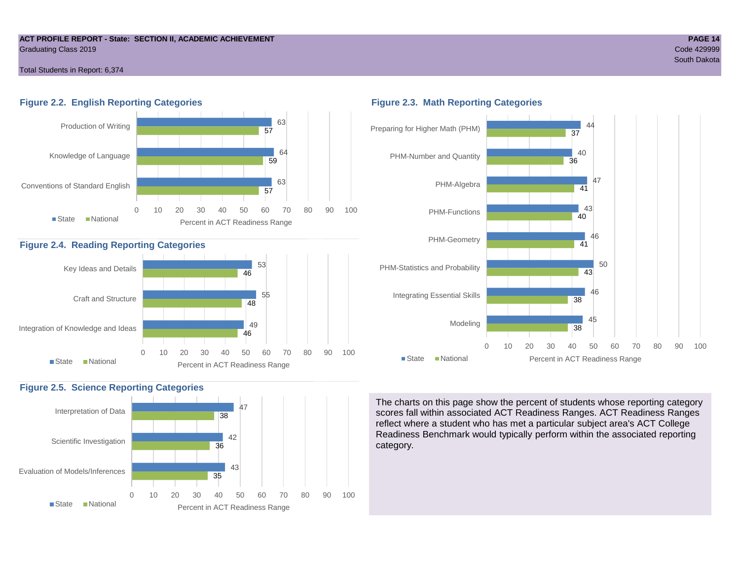ACT PROFILE REPORT - State: SECTION II, ACADEMIC ACHIEVEMENT
Graduating Class 2019

Total Students in Report: 6,374

Code 429999
South Dakota

### Figure 2.2. English Reporting Categories

| Category | State | National |
|---|---|---|
| Production of Writing | 63 | 57 |
| Knowledge of Language | 64 | 59 |
| Conventions of Standard English | 63 | 57 |

Percent in ACT Readiness Range

### Figure 2.3. Math Reporting Categories

| Category | State | National |
|---|---|---|
| Preparing for Higher Math (PHM) | 44 | 37 |
| PHM-Number and Quantity | 40 | 36 |
| PHM-Algebra | 47 | 41 |
| PHM-Functions | 43 | 40 |
| PHM-Geometry | 46 | 41 |
| PHM-Statistics and Probability | 50 | 43 |
| Integrating Essential Skills | 46 | 38 |
| Modeling | 45 | 38 |

Percent in ACT Readiness Range

### Figure 2.4. Reading Reporting Categories

| Category | State | National |
|---|---|---|
| Key Ideas and Details | 53 | 46 |
| Craft and Structure | 55 | 48 |
| Integration of Knowledge and Ideas | 49 | 46 |

Percent in ACT Readiness Range

### Figure 2.5. Science Reporting Categories

| Category | State | National |
|---|---|---|
| Interpretation of Data | 47 | 38 |
| Scientific Investigation | 42 | 36 |
| Evaluation of Models/Inferences | 43 | 35 |

Percent in ACT Readiness Range

The charts on this page show the percent of students whose reporting category scores fall within associated ACT Readiness Ranges. ACT Readiness Ranges reflect where a student who has met a particular subject area's ACT College Readiness Benchmark would typically perform within the associated reporting category.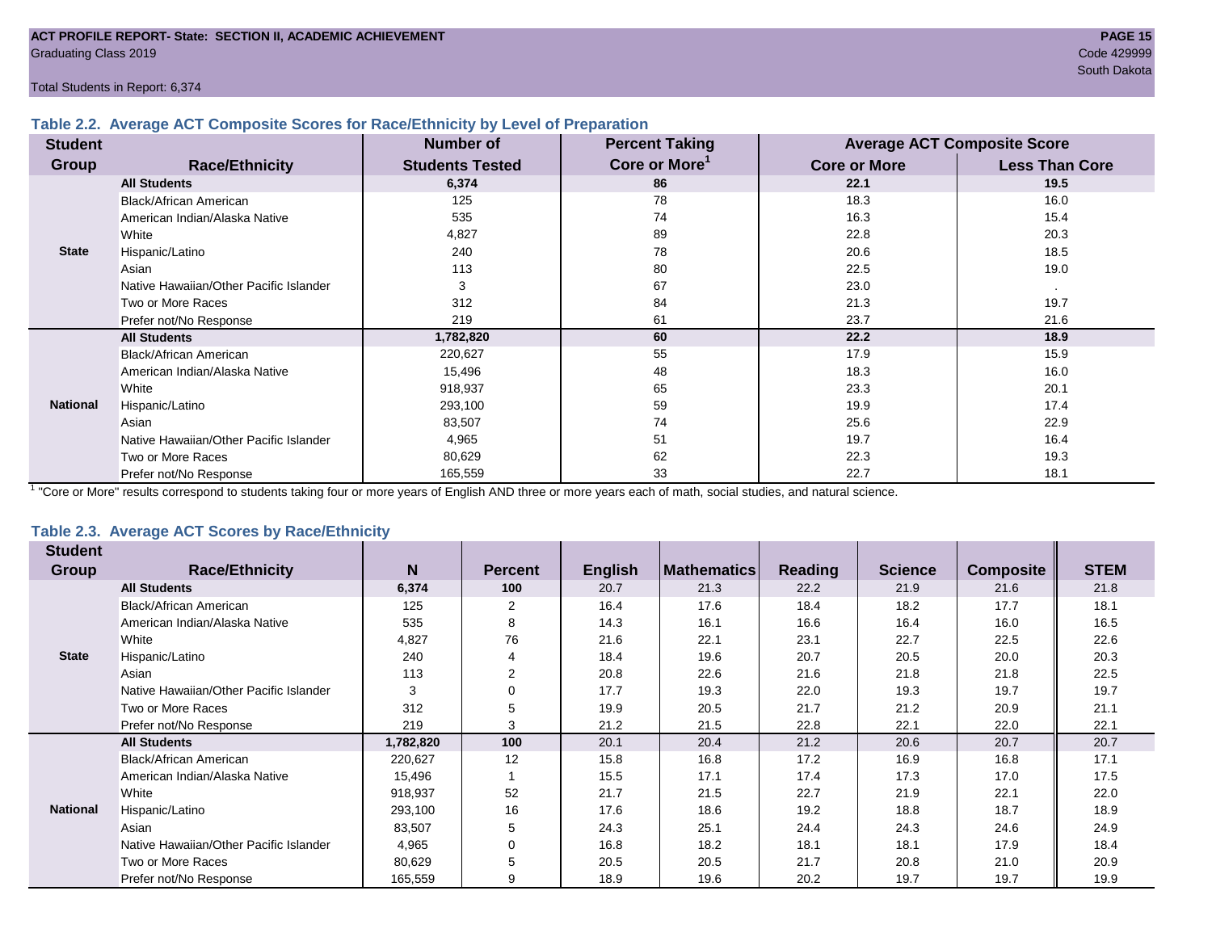ACT PROFILE REPORT- State: SECTION II, ACADEMIC ACHIEVEMENT
Graduating Class 2019

Code 429999
South Dakota

Total Students in Report: 6,374

### Table 2.2. Average ACT Composite Scores for Race/Ethnicity by Level of Preparation

| Student Group | Race/Ethnicity | Number of Students Tested | Percent Taking Core or More[1] | Average ACT Composite Score | |
|---|---|---|---|---|---|
| | | | | Core or More | Less Than Core |
| State | **All Students** | **6,374** | **86** | **22.1** | **19.5** |
| | Black/African American | 125 | 78 | 18.3 | 16.0 |
| | American Indian/Alaska Native | 535 | 74 | 16.3 | 15.4 |
| | White | 4,827 | 89 | 22.8 | 20.3 |
| | Hispanic/Latino | 240 | 78 | 20.6 | 18.5 |
| | Asian | 113 | 80 | 22.5 | 19.0 |
| | Native Hawaiian/Other Pacific Islander | 3 | 67 | 23.0 | . |
| | Two or More Races | 312 | 84 | 21.3 | 19.7 |
| | Prefer not/No Response | 219 | 61 | 23.7 | 21.6 |
| National | **All Students** | **1,782,820** | **60** | **22.2** | **18.9** |
| | Black/African American | 220,627 | 55 | 17.9 | 15.9 |
| | American Indian/Alaska Native | 15,496 | 48 | 18.3 | 16.0 |
| | White | 918,937 | 65 | 23.3 | 20.1 |
| | Hispanic/Latino | 293,100 | 59 | 19.9 | 17.4 |
| | Asian | 83,507 | 74 | 25.6 | 22.9 |
| | Native Hawaiian/Other Pacific Islander | 4,965 | 51 | 19.7 | 16.4 |
| | Two or More Races | 80,629 | 62 | 22.3 | 19.3 |
| | Prefer not/No Response | 165,559 | 33 | 22.7 | 18.1 |

[1] "Core or More" results correspond to students taking four or more years of English AND three or more years each of math, social studies, and natural science.

### Table 2.3. Average ACT Scores by Race/Ethnicity

| Student Group | Race/Ethnicity | N | Percent | English | Mathematics | Reading | Science | Composite | STEM |
|---|---|---|---|---|---|---|---|---|---|
| State | **All Students** | **6,374** | **100** | 20.7 | 21.3 | 22.2 | 21.9 | 21.6 | 21.8 |
| | Black/African American | 125 | 2 | 16.4 | 17.6 | 18.4 | 18.2 | 17.7 | 18.1 |
| | American Indian/Alaska Native | 535 | 8 | 14.3 | 16.1 | 16.6 | 16.4 | 16.0 | 16.5 |
| | White | 4,827 | 76 | 21.6 | 22.1 | 23.1 | 22.7 | 22.5 | 22.6 |
| | Hispanic/Latino | 240 | 4 | 18.4 | 19.6 | 20.7 | 20.5 | 20.0 | 20.3 |
| | Asian | 113 | 2 | 20.8 | 22.6 | 21.6 | 21.8 | 21.8 | 22.5 |
| | Native Hawaiian/Other Pacific Islander | 3 | 0 | 17.7 | 19.3 | 22.0 | 19.3 | 19.7 | 19.7 |
| | Two or More Races | 312 | 5 | 19.9 | 20.5 | 21.7 | 21.2 | 20.9 | 21.1 |
| | Prefer not/No Response | 219 | 3 | 21.2 | 21.5 | 22.8 | 22.1 | 22.0 | 22.1 |
| National | **All Students** | **1,782,820** | **100** | 20.1 | 20.4 | 21.2 | 20.6 | 20.7 | 20.7 |
| | Black/African American | 220,627 | 12 | 15.8 | 16.8 | 17.2 | 16.9 | 16.8 | 17.1 |
| | American Indian/Alaska Native | 15,496 | 1 | 15.5 | 17.1 | 17.4 | 17.3 | 17.0 | 17.5 |
| | White | 918,937 | 52 | 21.7 | 21.5 | 22.7 | 21.9 | 22.1 | 22.0 |
| | Hispanic/Latino | 293,100 | 16 | 17.6 | 18.6 | 19.2 | 18.8 | 18.7 | 18.9 |
| | Asian | 83,507 | 5 | 24.3 | 25.1 | 24.4 | 24.3 | 24.6 | 24.9 |
| | Native Hawaiian/Other Pacific Islander | 4,965 | 0 | 16.8 | 18.2 | 18.1 | 18.1 | 17.9 | 18.4 |
| | Two or More Races | 80,629 | 5 | 20.5 | 20.5 | 21.7 | 20.8 | 21.0 | 20.9 |
| | Prefer not/No Response | 165,559 | 9 | 18.9 | 19.6 | 20.2 | 19.7 | 19.7 | 19.9 |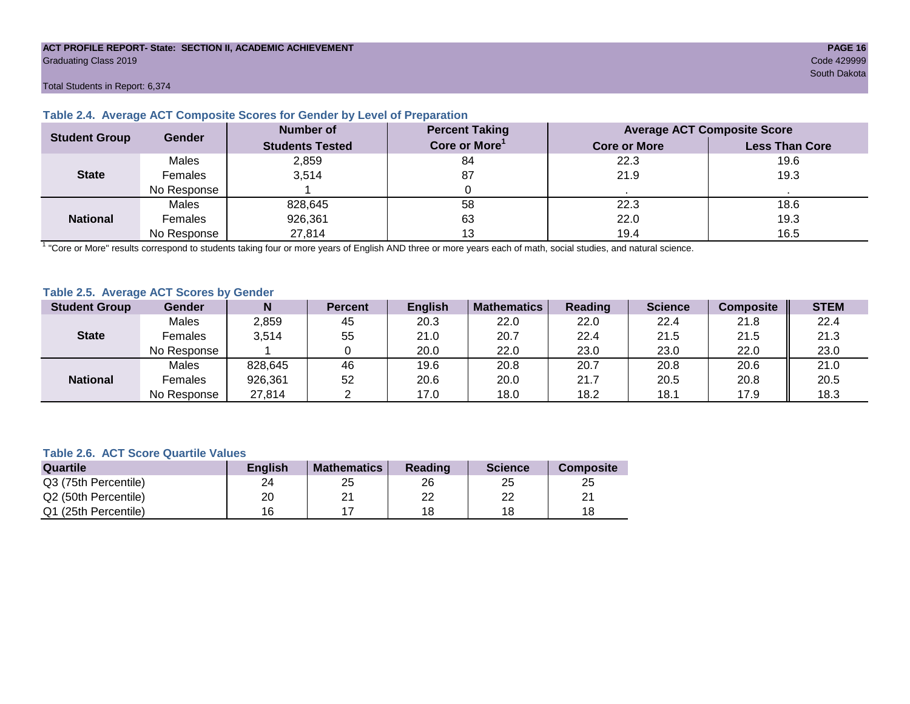ACT PROFILE REPORT- State: SECTION II, ACADEMIC ACHIEVEMENT
Graduating Class 2019
Code 429999
South Dakota

Total Students in Report: 6,374

### Table 2.4. Average ACT Composite Scores for Gender by Level of Preparation

| Student Group | Gender | Number of Students Tested | Percent Taking Core or More[1] | Average ACT Composite Score | |
|---|---|---|---|---|---|
| | | | | Core or More | Less Than Core |
| State | Males | 2,859 | 84 | 22.3 | 19.6 |
| | Females | 3,514 | 87 | 21.9 | 19.3 |
| | No Response | 1 | 0 | . | . |
| National | Males | 828,645 | 58 | 22.3 | 18.6 |
| | Females | 926,361 | 63 | 22.0 | 19.3 |
| | No Response | 27,814 | 13 | 19.4 | 16.5 |

[1] "Core or More" results correspond to students taking four or more years of English AND three or more years each of math, social studies, and natural science.

### Table 2.5. Average ACT Scores by Gender

| Student Group | Gender | N | Percent | English | Mathematics | Reading | Science | Composite | STEM |
|---|---|---|---|---|---|---|---|---|---|
| State | Males | 2,859 | 45 | 20.3 | 22.0 | 22.0 | 22.4 | 21.8 | 22.4 |
| | Females | 3,514 | 55 | 21.0 | 20.7 | 22.4 | 21.5 | 21.5 | 21.3 |
| | No Response | 1 | 0 | 20.0 | 22.0 | 23.0 | 23.0 | 22.0 | 23.0 |
| National | Males | 828,645 | 46 | 19.6 | 20.8 | 20.7 | 20.8 | 20.6 | 21.0 |
| | Females | 926,361 | 52 | 20.6 | 20.0 | 21.7 | 20.5 | 20.8 | 20.5 |
| | No Response | 27,814 | 2 | 17.0 | 18.0 | 18.2 | 18.1 | 17.9 | 18.3 |

### Table 2.6. ACT Score Quartile Values

| Quartile | English | Mathematics | Reading | Science | Composite |
|---|---|---|---|---|---|
| Q3 (75th Percentile) | 24 | 25 | 26 | 25 | 25 |
| Q2 (50th Percentile) | 20 | 21 | 22 | 22 | 21 |
| Q1 (25th Percentile) | 16 | 17 | 18 | 18 | 18 |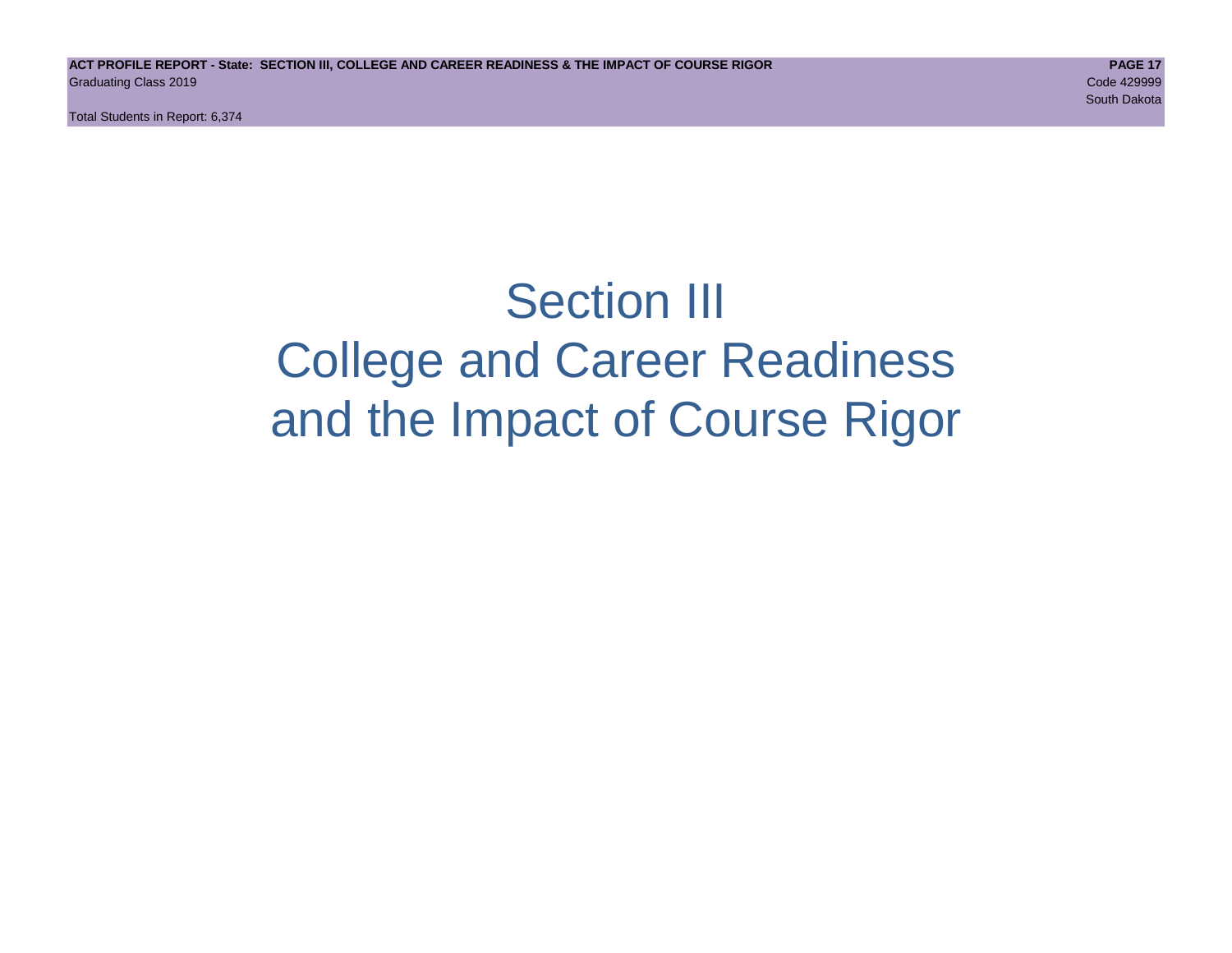# Section III
# College and Career Readiness
# and the Impact of Course Rigor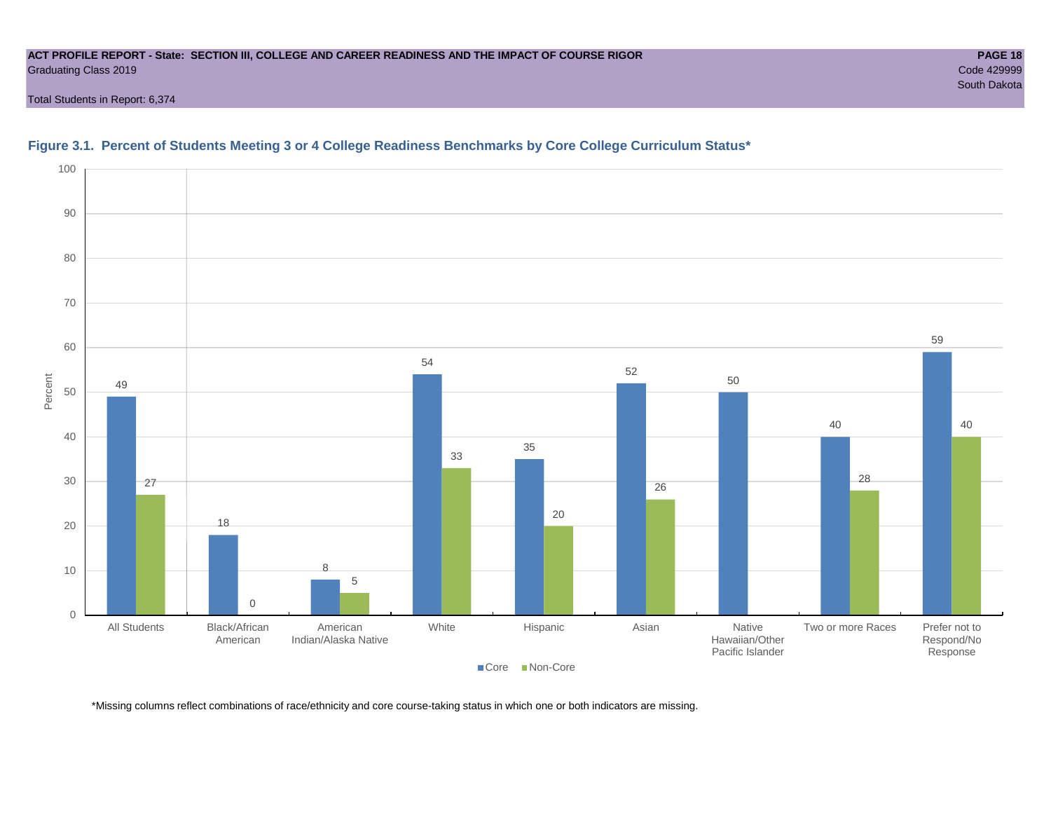**ACT PROFILE REPORT - State: SECTION III, COLLEGE AND CAREER READINESS AND THE IMPACT OF COURSE RIGOR**
Graduating Class 2019

Code 429999
South Dakota

Total Students in Report: 6,374

### Figure 3.1. Percent of Students Meeting 3 or 4 College Readiness Benchmarks by Core College Curriculum Status*

| Group | Core | Non-Core |
|---|---|---|
| All Students | 49 | 27 |
| Black/African American | 18 | 0 |
| American Indian/Alaska Native | 8 | 5 |
| White | 54 | 33 |
| Hispanic | 35 | 20 |
| Asian | 52 | 26 |
| Native Hawaiian/Other Pacific Islander | 50 | |
| Two or more Races | 40 | 28 |
| Prefer not to Respond/No Response | 59 | 40 |

*Missing columns reflect combinations of race/ethnicity and core course-taking status in which one or both indicators are missing.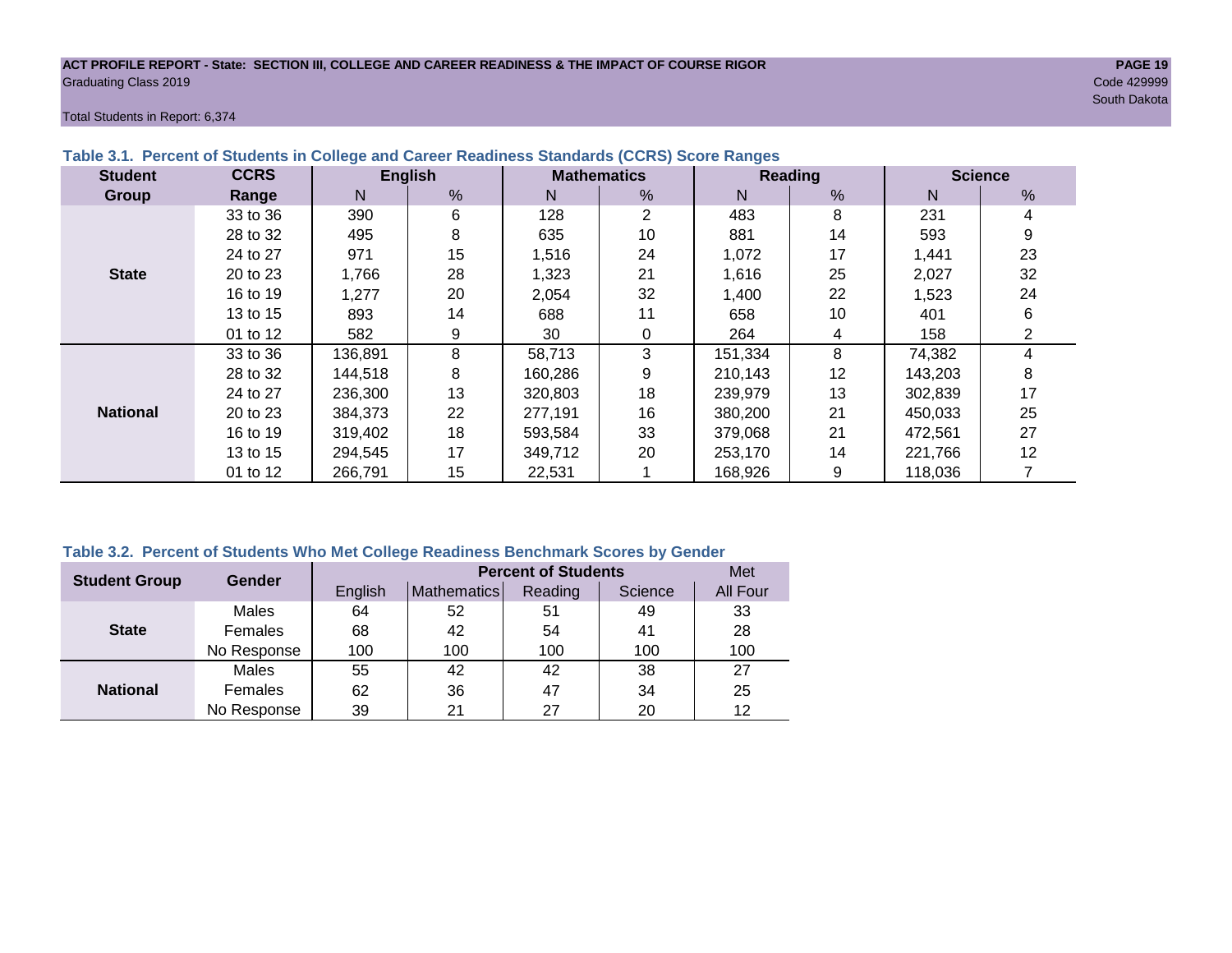ACT PROFILE REPORT - State: SECTION III, COLLEGE AND CAREER READINESS & THE IMPACT OF COURSE RIGOR

Graduating Class 2019

Code 429999

South Dakota

Total Students in Report: 6,374

### Table 3.1. Percent of Students in College and Career Readiness Standards (CCRS) Score Ranges

| Student Group | CCRS Range | English | | Mathematics | | Reading | | Science | |
|---|---|---|---|---|---|---|---|---|---|
| | | N | % | N | % | N | % | N | % |
| **State** | 33 to 36 | 390 | 6 | 128 | 2 | 483 | 8 | 231 | 4 |
| | 28 to 32 | 495 | 8 | 635 | 10 | 881 | 14 | 593 | 9 |
| | 24 to 27 | 971 | 15 | 1,516 | 24 | 1,072 | 17 | 1,441 | 23 |
| | 20 to 23 | 1,766 | 28 | 1,323 | 21 | 1,616 | 25 | 2,027 | 32 |
| | 16 to 19 | 1,277 | 20 | 2,054 | 32 | 1,400 | 22 | 1,523 | 24 |
| | 13 to 15 | 893 | 14 | 688 | 11 | 658 | 10 | 401 | 6 |
| | 01 to 12 | 582 | 9 | 30 | 0 | 264 | 4 | 158 | 2 |
| **National** | 33 to 36 | 136,891 | 8 | 58,713 | 3 | 151,334 | 8 | 74,382 | 4 |
| | 28 to 32 | 144,518 | 8 | 160,286 | 9 | 210,143 | 12 | 143,203 | 8 |
| | 24 to 27 | 236,300 | 13 | 320,803 | 18 | 239,979 | 13 | 302,839 | 17 |
| | 20 to 23 | 384,373 | 22 | 277,191 | 16 | 380,200 | 21 | 450,033 | 25 |
| | 16 to 19 | 319,402 | 18 | 593,584 | 33 | 379,068 | 21 | 472,561 | 27 |
| | 13 to 15 | 294,545 | 17 | 349,712 | 20 | 253,170 | 14 | 221,766 | 12 |
| | 01 to 12 | 266,791 | 15 | 22,531 | 1 | 168,926 | 9 | 118,036 | 7 |

### Table 3.2. Percent of Students Who Met College Readiness Benchmark Scores by Gender

| Student Group | Gender | Percent of Students | | | | Met |
|---|---|---|---|---|---|---|
| | | English | Mathematics | Reading | Science | All Four |
| **State** | Males | 64 | 52 | 51 | 49 | 33 |
| | Females | 68 | 42 | 54 | 41 | 28 |
| | No Response | 100 | 100 | 100 | 100 | 100 |
| **National** | Males | 55 | 42 | 42 | 38 | 27 |
| | Females | 62 | 36 | 47 | 34 | 25 |
| | No Response | 39 | 21 | 27 | 20 | 12 |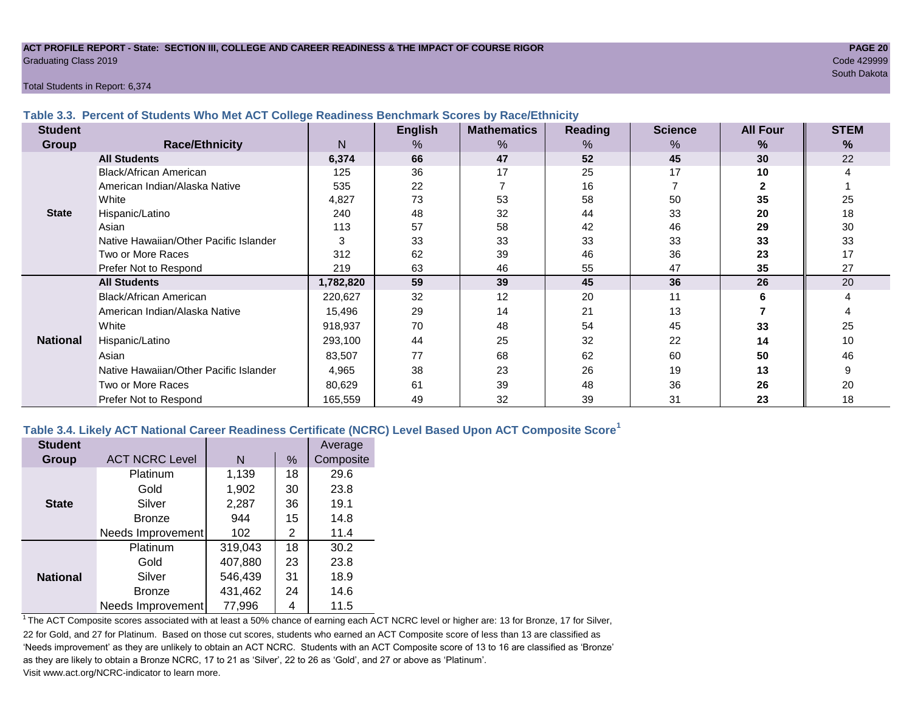## Table 3.3. Percent of Students Who Met ACT College Readiness Benchmark Scores by Race/Ethnicity

| Student Group | Race/Ethnicity | N | English % | Mathematics % | Reading % | Science % | All Four % | STEM % |
|---|---|---|---|---|---|---|---|---|
| State | **All Students** | **6,374** | **66** | **47** | **52** | **45** | **30** | 22 |
| | Black/African American | 125 | 36 | 17 | 25 | 17 | **10** | 4 |
| | American Indian/Alaska Native | 535 | 22 | 7 | 16 | 7 | **2** | 1 |
| | White | 4,827 | 73 | 53 | 58 | 50 | **35** | 25 |
| | Hispanic/Latino | 240 | 48 | 32 | 44 | 33 | **20** | 18 |
| | Asian | 113 | 57 | 58 | 42 | 46 | **29** | 30 |
| | Native Hawaiian/Other Pacific Islander | 3 | 33 | 33 | 33 | 33 | **33** | 33 |
| | Two or More Races | 312 | 62 | 39 | 46 | 36 | **23** | 17 |
| | Prefer Not to Respond | 219 | 63 | 46 | 55 | 47 | **35** | 27 |
| National | **All Students** | **1,782,820** | **59** | **39** | **45** | **36** | **26** | 20 |
| | Black/African American | 220,627 | 32 | 12 | 20 | 11 | **6** | 4 |
| | American Indian/Alaska Native | 15,496 | 29 | 14 | 21 | 13 | **7** | 4 |
| | White | 918,937 | 70 | 48 | 54 | 45 | **33** | 25 |
| | Hispanic/Latino | 293,100 | 44 | 25 | 32 | 22 | **14** | 10 |
| | Asian | 83,507 | 77 | 68 | 62 | 60 | **50** | 46 |
| | Native Hawaiian/Other Pacific Islander | 4,965 | 38 | 23 | 26 | 19 | **13** | 9 |
| | Two or More Races | 80,629 | 61 | 39 | 48 | 36 | **26** | 20 |
| | Prefer Not to Respond | 165,559 | 49 | 32 | 39 | 31 | **23** | 18 |

## Table 3.4. Likely ACT National Career Readiness Certificate (NCRC) Level Based Upon ACT Composite Score[1]

| Student Group | ACT NCRC Level | N | % | Average Composite |
|---|---|---|---|---|
| State | Platinum | 1,139 | 18 | 29.6 |
| | Gold | 1,902 | 30 | 23.8 |
| | Silver | 2,287 | 36 | 19.1 |
| | Bronze | 944 | 15 | 14.8 |
| | Needs Improvement | 102 | 2 | 11.4 |
| National | Platinum | 319,043 | 18 | 30.2 |
| | Gold | 407,880 | 23 | 23.8 |
| | Silver | 546,439 | 31 | 18.9 |
| | Bronze | 431,462 | 24 | 14.6 |
| | Needs Improvement | 77,996 | 4 | 11.5 |

[1] The ACT Composite scores associated with at least a 50% chance of earning each ACT NCRC level or higher are: 13 for Bronze, 17 for Silver, 22 for Gold, and 27 for Platinum. Based on those cut scores, students who earned an ACT Composite score of less than 13 are classified as 'Needs improvement' as they are unlikely to obtain an ACT NCRC. Students with an ACT Composite score of 13 to 16 are classified as 'Bronze' as they are likely to obtain a Bronze NCRC, 17 to 21 as 'Silver', 22 to 26 as 'Gold', and 27 or above as 'Platinum'. Visit www.act.org/NCRC-indicator to learn more.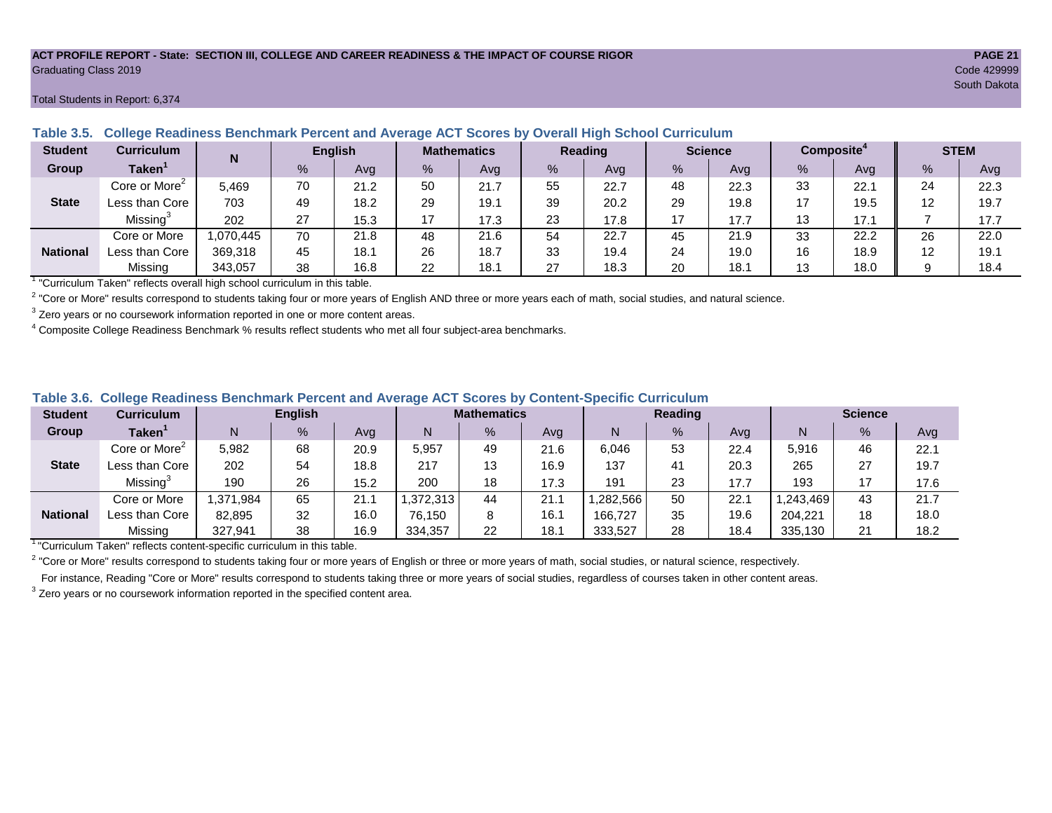ACT PROFILE REPORT - State: SECTION III, COLLEGE AND CAREER READINESS & THE IMPACT OF COURSE RIGOR

Graduating Class 2019

Code 429999

South Dakota

Total Students in Report: 6,374

### Table 3.5. College Readiness Benchmark Percent and Average ACT Scores by Overall High School Curriculum

| Student Group | Curriculum Taken[1] | N | English | | Mathematics | | Reading | | Science | | Composite[4] | | STEM | |
|---|---|---|---|---|---|---|---|---|---|---|---|---|---|---|
| | | | % | Avg | % | Avg | % | Avg | % | Avg | % | Avg | % | Avg |
| State | Core or More[2] | 5,469 | 70 | 21.2 | 50 | 21.7 | 55 | 22.7 | 48 | 22.3 | 33 | 22.1 | 24 | 22.3 |
| | Less than Core | 703 | 49 | 18.2 | 29 | 19.1 | 39 | 20.2 | 29 | 19.8 | 17 | 19.5 | 12 | 19.7 |
| | Missing[3] | 202 | 27 | 15.3 | 17 | 17.3 | 23 | 17.8 | 17 | 17.7 | 13 | 17.1 | 7 | 17.7 |
| National | Core or More | 1,070,445 | 70 | 21.8 | 48 | 21.6 | 54 | 22.7 | 45 | 21.9 | 33 | 22.2 | 26 | 22.0 |
| | Less than Core | 369,318 | 45 | 18.1 | 26 | 18.7 | 33 | 19.4 | 24 | 19.0 | 16 | 18.9 | 12 | 19.1 |
| | Missing | 343,057 | 38 | 16.8 | 22 | 18.1 | 27 | 18.3 | 20 | 18.1 | 13 | 18.0 | 9 | 18.4 |

[1] "Curriculum Taken" reflects overall high school curriculum in this table.

[2] "Core or More" results correspond to students taking four or more years of English AND three or more years each of math, social studies, and natural science.

[3] Zero years or no coursework information reported in one or more content areas.

[4] Composite College Readiness Benchmark % results reflect students who met all four subject-area benchmarks.

### Table 3.6. College Readiness Benchmark Percent and Average ACT Scores by Content-Specific Curriculum

| Student Group | Curriculum Taken[1] | English | | | Mathematics | | | Reading | | | Science | | |
|---|---|---|---|---|---|---|---|---|---|---|---|---|---|
| | | N | % | Avg | N | % | Avg | N | % | Avg | N | % | Avg |
| State | Core or More[2] | 5,982 | 68 | 20.9 | 5,957 | 49 | 21.6 | 6,046 | 53 | 22.4 | 5,916 | 46 | 22.1 |
| | Less than Core | 202 | 54 | 18.8 | 217 | 13 | 16.9 | 137 | 41 | 20.3 | 265 | 27 | 19.7 |
| | Missing[3] | 190 | 26 | 15.2 | 200 | 18 | 17.3 | 191 | 23 | 17.7 | 193 | 17 | 17.6 |
| National | Core or More | 1,371,984 | 65 | 21.1 | 1,372,313 | 44 | 21.1 | 1,282,566 | 50 | 22.1 | 1,243,469 | 43 | 21.7 |
| | Less than Core | 82,895 | 32 | 16.0 | 76,150 | 8 | 16.1 | 166,727 | 35 | 19.6 | 204,221 | 18 | 18.0 |
| | Missing | 327,941 | 38 | 16.9 | 334,357 | 22 | 18.1 | 333,527 | 28 | 18.4 | 335,130 | 21 | 18.2 |

[1] "Curriculum Taken" reflects content-specific curriculum in this table.

[2] "Core or More" results correspond to students taking four or more years of English or three or more years of math, social studies, or natural science, respectively.
For instance, Reading "Core or More" results correspond to students taking three or more years of social studies, regardless of courses taken in other content areas.

[3] Zero years or no coursework information reported in the specified content area.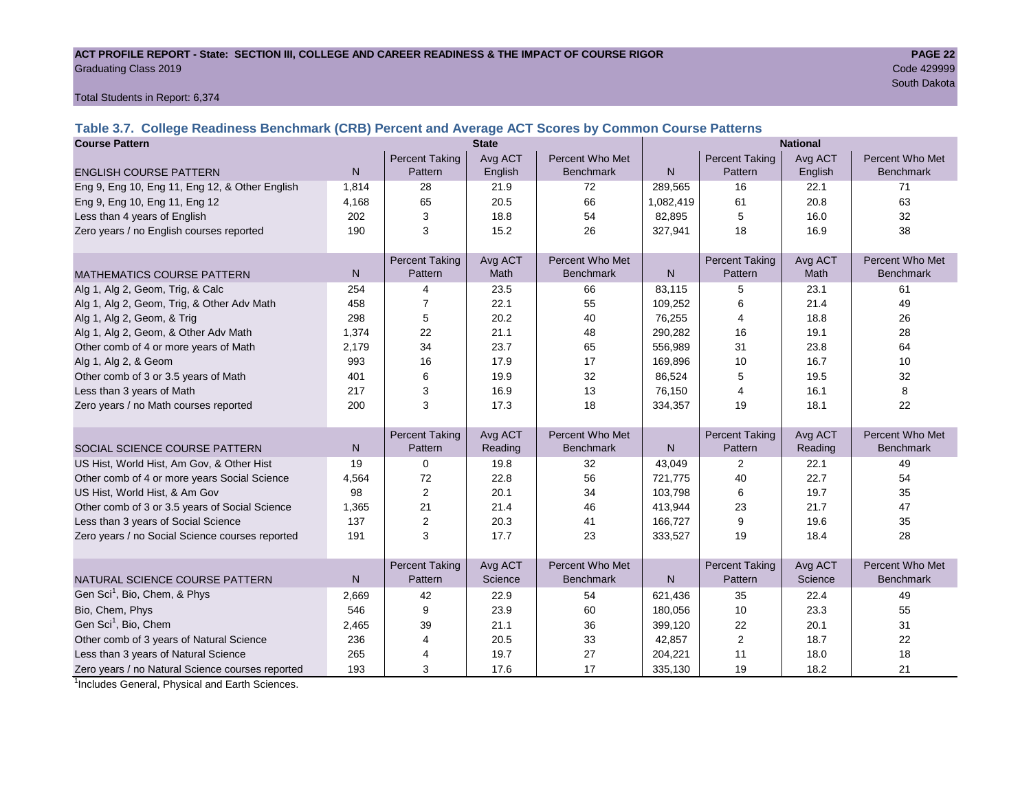ACT PROFILE REPORT - State: SECTION III, COLLEGE AND CAREER READINESS & THE IMPACT OF COURSE RIGOR
Graduating Class 2019
Code 429999
South Dakota

Total Students in Report: 6,374

### Table 3.7. College Readiness Benchmark (CRB) Percent and Average ACT Scores by Common Course Patterns

| Course Pattern | State | | | | National | | | |
|---|---|---|---|---|---|---|---|---|
| ENGLISH COURSE PATTERN | N | Percent Taking Pattern | Avg ACT English | Percent Who Met Benchmark | N | Percent Taking Pattern | Avg ACT English | Percent Who Met Benchmark |
| Eng 9, Eng 10, Eng 11, Eng 12, & Other English | 1,814 | 28 | 21.9 | 72 | 289,565 | 16 | 22.1 | 71 |
| Eng 9, Eng 10, Eng 11, Eng 12 | 4,168 | 65 | 20.5 | 66 | 1,082,419 | 61 | 20.8 | 63 |
| Less than 4 years of English | 202 | 3 | 18.8 | 54 | 82,895 | 5 | 16.0 | 32 |
| Zero years / no English courses reported | 190 | 3 | 15.2 | 26 | 327,941 | 18 | 16.9 | 38 |
| MATHEMATICS COURSE PATTERN | N | Percent Taking Pattern | Avg ACT Math | Percent Who Met Benchmark | N | Percent Taking Pattern | Avg ACT Math | Percent Who Met Benchmark |
| Alg 1, Alg 2, Geom, Trig, & Calc | 254 | 4 | 23.5 | 66 | 83,115 | 5 | 23.1 | 61 |
| Alg 1, Alg 2, Geom, Trig, & Other Adv Math | 458 | 7 | 22.1 | 55 | 109,252 | 6 | 21.4 | 49 |
| Alg 1, Alg 2, Geom, & Trig | 298 | 5 | 20.2 | 40 | 76,255 | 4 | 18.8 | 26 |
| Alg 1, Alg 2, Geom, & Other Adv Math | 1,374 | 22 | 21.1 | 48 | 290,282 | 16 | 19.1 | 28 |
| Other comb of 4 or more years of Math | 2,179 | 34 | 23.7 | 65 | 556,989 | 31 | 23.8 | 64 |
| Alg 1, Alg 2, & Geom | 993 | 16 | 17.9 | 17 | 169,896 | 10 | 16.7 | 10 |
| Other comb of 3 or 3.5 years of Math | 401 | 6 | 19.9 | 32 | 86,524 | 5 | 19.5 | 32 |
| Less than 3 years of Math | 217 | 3 | 16.9 | 13 | 76,150 | 4 | 16.1 | 8 |
| Zero years / no Math courses reported | 200 | 3 | 17.3 | 18 | 334,357 | 19 | 18.1 | 22 |
| SOCIAL SCIENCE COURSE PATTERN | N | Percent Taking Pattern | Avg ACT Reading | Percent Who Met Benchmark | N | Percent Taking Pattern | Avg ACT Reading | Percent Who Met Benchmark |
| US Hist, World Hist, Am Gov, & Other Hist | 19 | 0 | 19.8 | 32 | 43,049 | 2 | 22.1 | 49 |
| Other comb of 4 or more years Social Science | 4,564 | 72 | 22.8 | 56 | 721,775 | 40 | 22.7 | 54 |
| US Hist, World Hist, & Am Gov | 98 | 2 | 20.1 | 34 | 103,798 | 6 | 19.7 | 35 |
| Other comb of 3 or 3.5 years of Social Science | 1,365 | 21 | 21.4 | 46 | 413,944 | 23 | 21.7 | 47 |
| Less than 3 years of Social Science | 137 | 2 | 20.3 | 41 | 166,727 | 9 | 19.6 | 35 |
| Zero years / no Social Science courses reported | 191 | 3 | 17.7 | 23 | 333,527 | 19 | 18.4 | 28 |
| NATURAL SCIENCE COURSE PATTERN | N | Percent Taking Pattern | Avg ACT Science | Percent Who Met Benchmark | N | Percent Taking Pattern | Avg ACT Science | Percent Who Met Benchmark |
| Gen Sci[1], Bio, Chem, & Phys | 2,669 | 42 | 22.9 | 54 | 621,436 | 35 | 22.4 | 49 |
| Bio, Chem, Phys | 546 | 9 | 23.9 | 60 | 180,056 | 10 | 23.3 | 55 |
| Gen Sci[1], Bio, Chem | 2,465 | 39 | 21.1 | 36 | 399,120 | 22 | 20.1 | 31 |
| Other comb of 3 years of Natural Science | 236 | 4 | 20.5 | 33 | 42,857 | 2 | 18.7 | 22 |
| Less than 3 years of Natural Science | 265 | 4 | 19.7 | 27 | 204,221 | 11 | 18.0 | 18 |
| Zero years / no Natural Science courses reported | 193 | 3 | 17.6 | 17 | 335,130 | 19 | 18.2 | 21 |

[1]Includes General, Physical and Earth Sciences.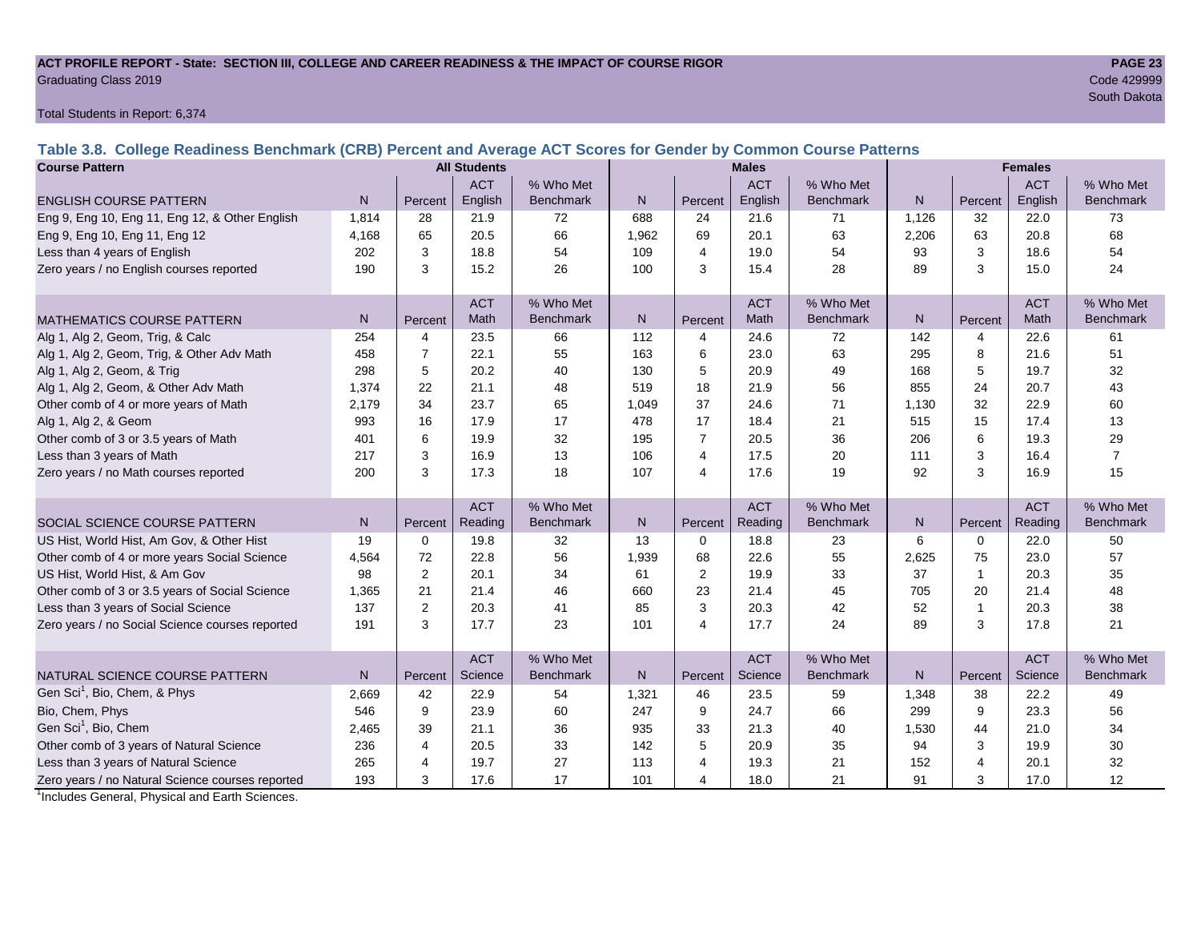ACT PROFILE REPORT - State: SECTION III, COLLEGE AND CAREER READINESS & THE IMPACT OF COURSE RIGOR

Graduating Class 2019

Code 429999

South Dakota

Total Students in Report: 6,374

### Table 3.8. College Readiness Benchmark (CRB) Percent and Average ACT Scores for Gender by Common Course Patterns

| Course Pattern | All Students | | | | Males | | | | Females | | | |
|---|---|---|---|---|---|---|---|---|---|---|---|---|
| ENGLISH COURSE PATTERN | N | Percent | ACT English | % Who Met Benchmark | N | Percent | ACT English | % Who Met Benchmark | N | Percent | ACT English | % Who Met Benchmark |
| Eng 9, Eng 10, Eng 11, Eng 12, & Other English | 1,814 | 28 | 21.9 | 72 | 688 | 24 | 21.6 | 71 | 1,126 | 32 | 22.0 | 73 |
| Eng 9, Eng 10, Eng 11, Eng 12 | 4,168 | 65 | 20.5 | 66 | 1,962 | 69 | 20.1 | 63 | 2,206 | 63 | 20.8 | 68 |
| Less than 4 years of English | 202 | 3 | 18.8 | 54 | 109 | 4 | 19.0 | 54 | 93 | 3 | 18.6 | 54 |
| Zero years / no English courses reported | 190 | 3 | 15.2 | 26 | 100 | 3 | 15.4 | 28 | 89 | 3 | 15.0 | 24 |
| MATHEMATICS COURSE PATTERN | N | Percent | ACT Math | % Who Met Benchmark | N | Percent | ACT Math | % Who Met Benchmark | N | Percent | ACT Math | % Who Met Benchmark |
| Alg 1, Alg 2, Geom, Trig, & Calc | 254 | 4 | 23.5 | 66 | 112 | 4 | 24.6 | 72 | 142 | 4 | 22.6 | 61 |
| Alg 1, Alg 2, Geom, Trig, & Other Adv Math | 458 | 7 | 22.1 | 55 | 163 | 6 | 23.0 | 63 | 295 | 8 | 21.6 | 51 |
| Alg 1, Alg 2, Geom, & Trig | 298 | 5 | 20.2 | 40 | 130 | 5 | 20.9 | 49 | 168 | 5 | 19.7 | 32 |
| Alg 1, Alg 2, Geom, & Other Adv Math | 1,374 | 22 | 21.1 | 48 | 519 | 18 | 21.9 | 56 | 855 | 24 | 20.7 | 43 |
| Other comb of 4 or more years of Math | 2,179 | 34 | 23.7 | 65 | 1,049 | 37 | 24.6 | 71 | 1,130 | 32 | 22.9 | 60 |
| Alg 1, Alg 2, & Geom | 993 | 16 | 17.9 | 17 | 478 | 17 | 18.4 | 21 | 515 | 15 | 17.4 | 13 |
| Other comb of 3 or 3.5 years of Math | 401 | 6 | 19.9 | 32 | 195 | 7 | 20.5 | 36 | 206 | 6 | 19.3 | 29 |
| Less than 3 years of Math | 217 | 3 | 16.9 | 13 | 106 | 4 | 17.5 | 20 | 111 | 3 | 16.4 | 7 |
| Zero years / no Math courses reported | 200 | 3 | 17.3 | 18 | 107 | 4 | 17.6 | 19 | 92 | 3 | 16.9 | 15 |
| SOCIAL SCIENCE COURSE PATTERN | N | Percent | ACT Reading | % Who Met Benchmark | N | Percent | ACT Reading | % Who Met Benchmark | N | Percent | ACT Reading | % Who Met Benchmark |
| US Hist, World Hist, Am Gov, & Other Hist | 19 | 0 | 19.8 | 32 | 13 | 0 | 18.8 | 23 | 6 | 0 | 22.0 | 50 |
| Other comb of 4 or more years Social Science | 4,564 | 72 | 22.8 | 56 | 1,939 | 68 | 22.6 | 55 | 2,625 | 75 | 23.0 | 57 |
| US Hist, World Hist, & Am Gov | 98 | 2 | 20.1 | 34 | 61 | 2 | 19.9 | 33 | 37 | 1 | 20.3 | 35 |
| Other comb of 3 or 3.5 years of Social Science | 1,365 | 21 | 21.4 | 46 | 660 | 23 | 21.4 | 45 | 705 | 20 | 21.4 | 48 |
| Less than 3 years of Social Science | 137 | 2 | 20.3 | 41 | 85 | 3 | 20.3 | 42 | 52 | 1 | 20.3 | 38 |
| Zero years / no Social Science courses reported | 191 | 3 | 17.7 | 23 | 101 | 4 | 17.7 | 24 | 89 | 3 | 17.8 | 21 |
| NATURAL SCIENCE COURSE PATTERN | N | Percent | ACT Science | % Who Met Benchmark | N | Percent | ACT Science | % Who Met Benchmark | N | Percent | ACT Science | % Who Met Benchmark |
| Gen Sci[1], Bio, Chem, & Phys | 2,669 | 42 | 22.9 | 54 | 1,321 | 46 | 23.5 | 59 | 1,348 | 38 | 22.2 | 49 |
| Bio, Chem, Phys | 546 | 9 | 23.9 | 60 | 247 | 9 | 24.7 | 66 | 299 | 9 | 23.3 | 56 |
| Gen Sci[1], Bio, Chem | 2,465 | 39 | 21.1 | 36 | 935 | 33 | 21.3 | 40 | 1,530 | 44 | 21.0 | 34 |
| Other comb of 3 years of Natural Science | 236 | 4 | 20.5 | 33 | 142 | 5 | 20.9 | 35 | 94 | 3 | 19.9 | 30 |
| Less than 3 years of Natural Science | 265 | 4 | 19.7 | 27 | 113 | 4 | 19.3 | 21 | 152 | 4 | 20.1 | 32 |
| Zero years / no Natural Science courses reported | 193 | 3 | 17.6 | 17 | 101 | 4 | 18.0 | 21 | 91 | 3 | 17.0 | 12 |

[1]Includes General, Physical and Earth Sciences.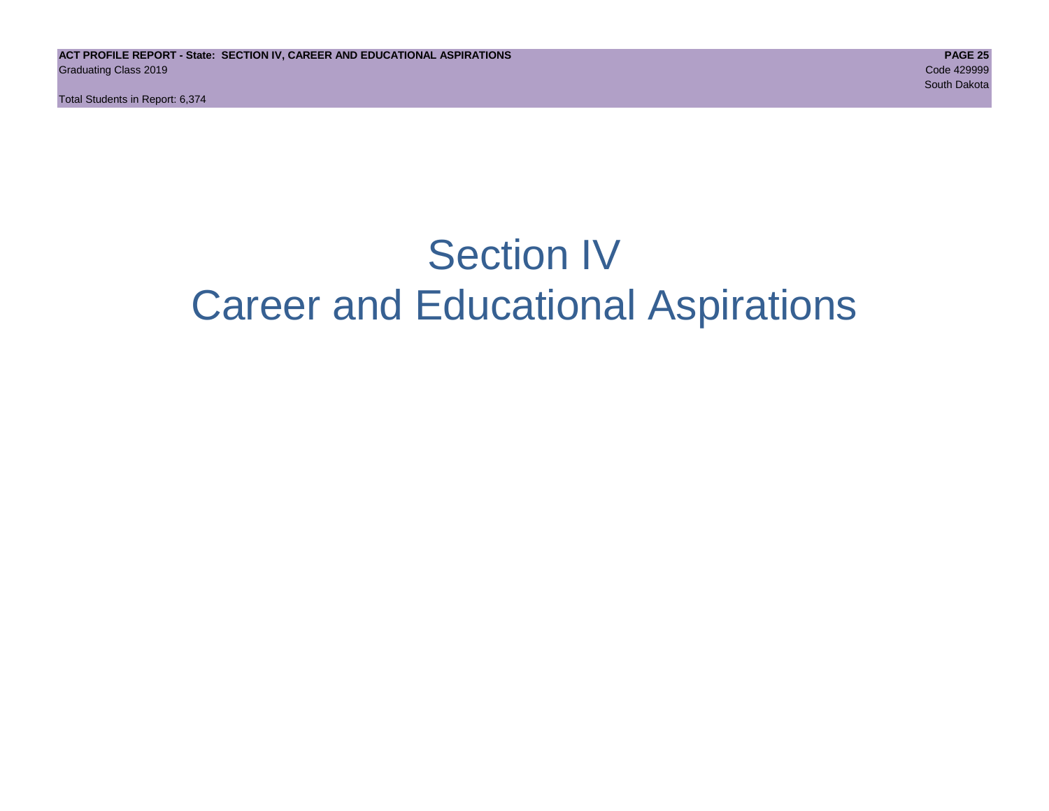# Section IV
# Career and Educational Aspirations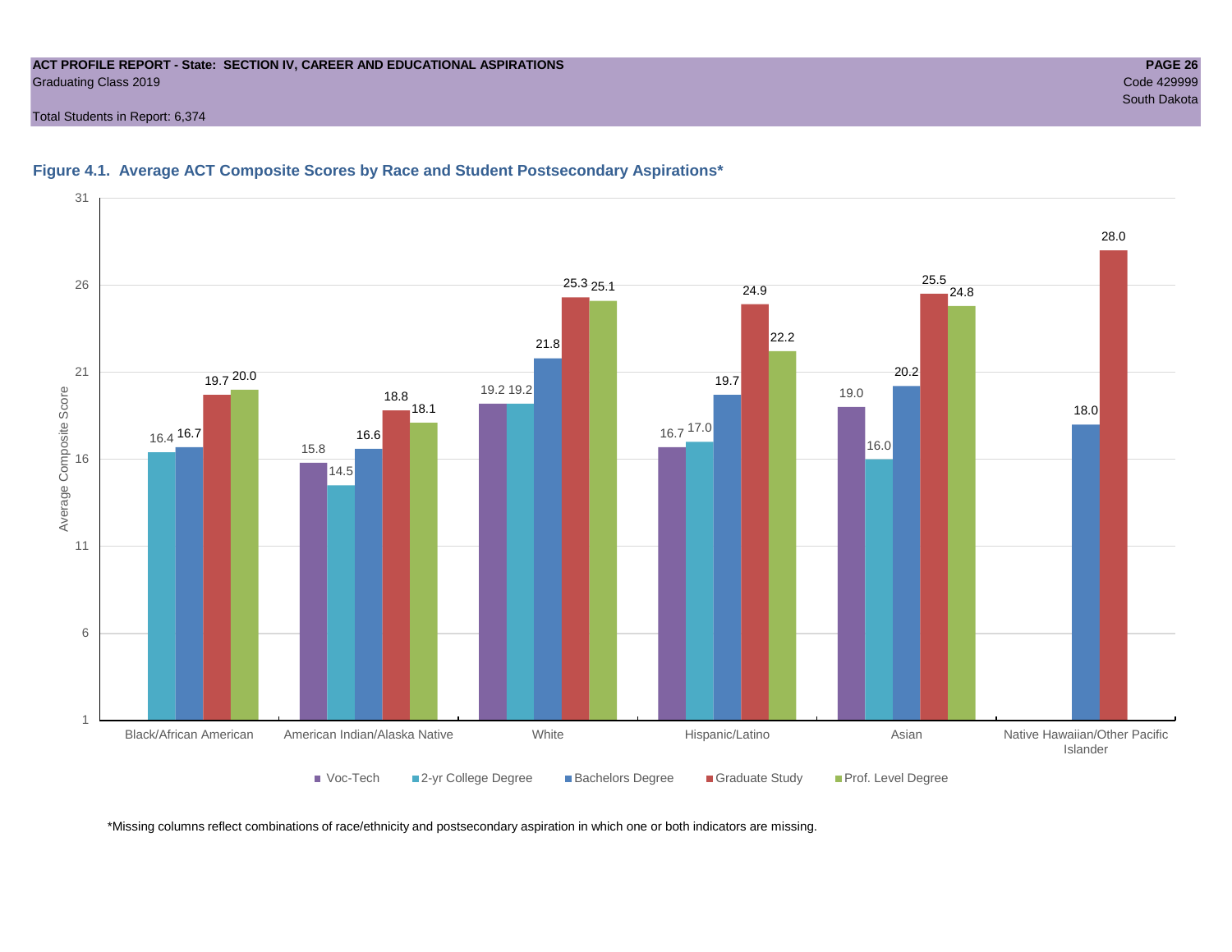ACT PROFILE REPORT - State: SECTION IV, CAREER AND EDUCATIONAL ASPIRATIONS
Graduating Class 2019
Code 429999
South Dakota

Total Students in Report: 6,374

## Figure 4.1. Average ACT Composite Scores by Race and Student Postsecondary Aspirations*

| | Voc-Tech | 2-yr College Degree | Bachelors Degree | Graduate Study | Prof. Level Degree |
|---|---|---|---|---|---|
| Black/African American | | 16.4 | 16.7 | 19.7 | 20.0 |
| American Indian/Alaska Native | 15.8 | 14.5 | 16.6 | 18.8 | 18.1 |
| White | 19.2 | 19.2 | 21.8 | 25.3 | 25.1 |
| Hispanic/Latino | 16.7 | 17.0 | 19.7 | 24.9 | 22.2 |
| Asian | 19.0 | 16.0 | 20.2 | 25.5 | 24.8 |
| Native Hawaiian/Other Pacific Islander | | | 18.0 | 28.0 | |

*Missing columns reflect combinations of race/ethnicity and postsecondary aspiration in which one or both indicators are missing.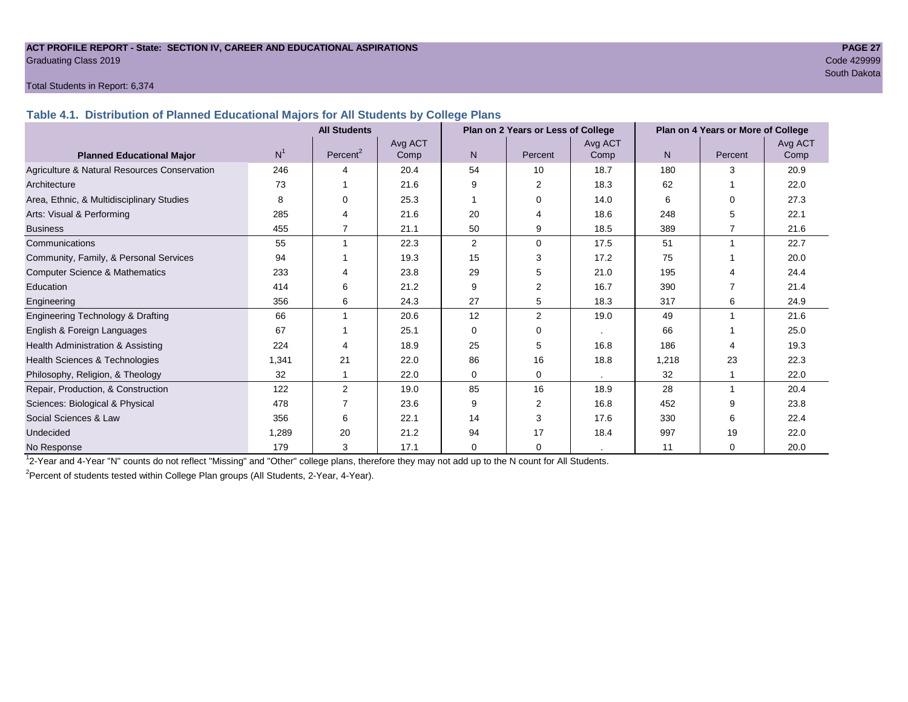**ACT PROFILE REPORT - State: SECTION IV, CAREER AND EDUCATIONAL ASPIRATIONS**
Graduating Class 2019

Code 429999
South Dakota

Total Students in Report: 6,374

### Table 4.1. Distribution of Planned Educational Majors for All Students by College Plans

| | All Students | | | Plan on 2 Years or Less of College | | | Plan on 4 Years or More of College | | |
|---|---|---|---|---|---|---|---|---|---|
| Planned Educational Major | N[1] | Percent[2] | Avg ACT Comp | N | Percent | Avg ACT Comp | N | Percent | Avg ACT Comp |
| Agriculture & Natural Resources Conservation | 246 | 4 | 20.4 | 54 | 10 | 18.7 | 180 | 3 | 20.9 |
| Architecture | 73 | 1 | 21.6 | 9 | 2 | 18.3 | 62 | 1 | 22.0 |
| Area, Ethnic, & Multidisciplinary Studies | 8 | 0 | 25.3 | 1 | 0 | 14.0 | 6 | 0 | 27.3 |
| Arts: Visual & Performing | 285 | 4 | 21.6 | 20 | 4 | 18.6 | 248 | 5 | 22.1 |
| Business | 455 | 7 | 21.1 | 50 | 9 | 18.5 | 389 | 7 | 21.6 |
| Communications | 55 | 1 | 22.3 | 2 | 0 | 17.5 | 51 | 1 | 22.7 |
| Community, Family, & Personal Services | 94 | 1 | 19.3 | 15 | 3 | 17.2 | 75 | 1 | 20.0 |
| Computer Science & Mathematics | 233 | 4 | 23.8 | 29 | 5 | 21.0 | 195 | 4 | 24.4 |
| Education | 414 | 6 | 21.2 | 9 | 2 | 16.7 | 390 | 7 | 21.4 |
| Engineering | 356 | 6 | 24.3 | 27 | 5 | 18.3 | 317 | 6 | 24.9 |
| Engineering Technology & Drafting | 66 | 1 | 20.6 | 12 | 2 | 19.0 | 49 | 1 | 21.6 |
| English & Foreign Languages | 67 | 1 | 25.1 | 0 | 0 | . | 66 | 1 | 25.0 |
| Health Administration & Assisting | 224 | 4 | 18.9 | 25 | 5 | 16.8 | 186 | 4 | 19.3 |
| Health Sciences & Technologies | 1,341 | 21 | 22.0 | 86 | 16 | 18.8 | 1,218 | 23 | 22.3 |
| Philosophy, Religion, & Theology | 32 | 1 | 22.0 | 0 | 0 | . | 32 | 1 | 22.0 |
| Repair, Production, & Construction | 122 | 2 | 19.0 | 85 | 16 | 18.9 | 28 | 1 | 20.4 |
| Sciences: Biological & Physical | 478 | 7 | 23.6 | 9 | 2 | 16.8 | 452 | 9 | 23.8 |
| Social Sciences & Law | 356 | 6 | 22.1 | 14 | 3 | 17.6 | 330 | 6 | 22.4 |
| Undecided | 1,289 | 20 | 21.2 | 94 | 17 | 18.4 | 997 | 19 | 22.0 |
| No Response | 179 | 3 | 17.1 | 0 | 0 | . | 11 | 0 | 20.0 |

[1] 2-Year and 4-Year "N" counts do not reflect "Missing" and "Other" college plans, therefore they may not add up to the N count for All Students.

[2] Percent of students tested within College Plan groups (All Students, 2-Year, 4-Year).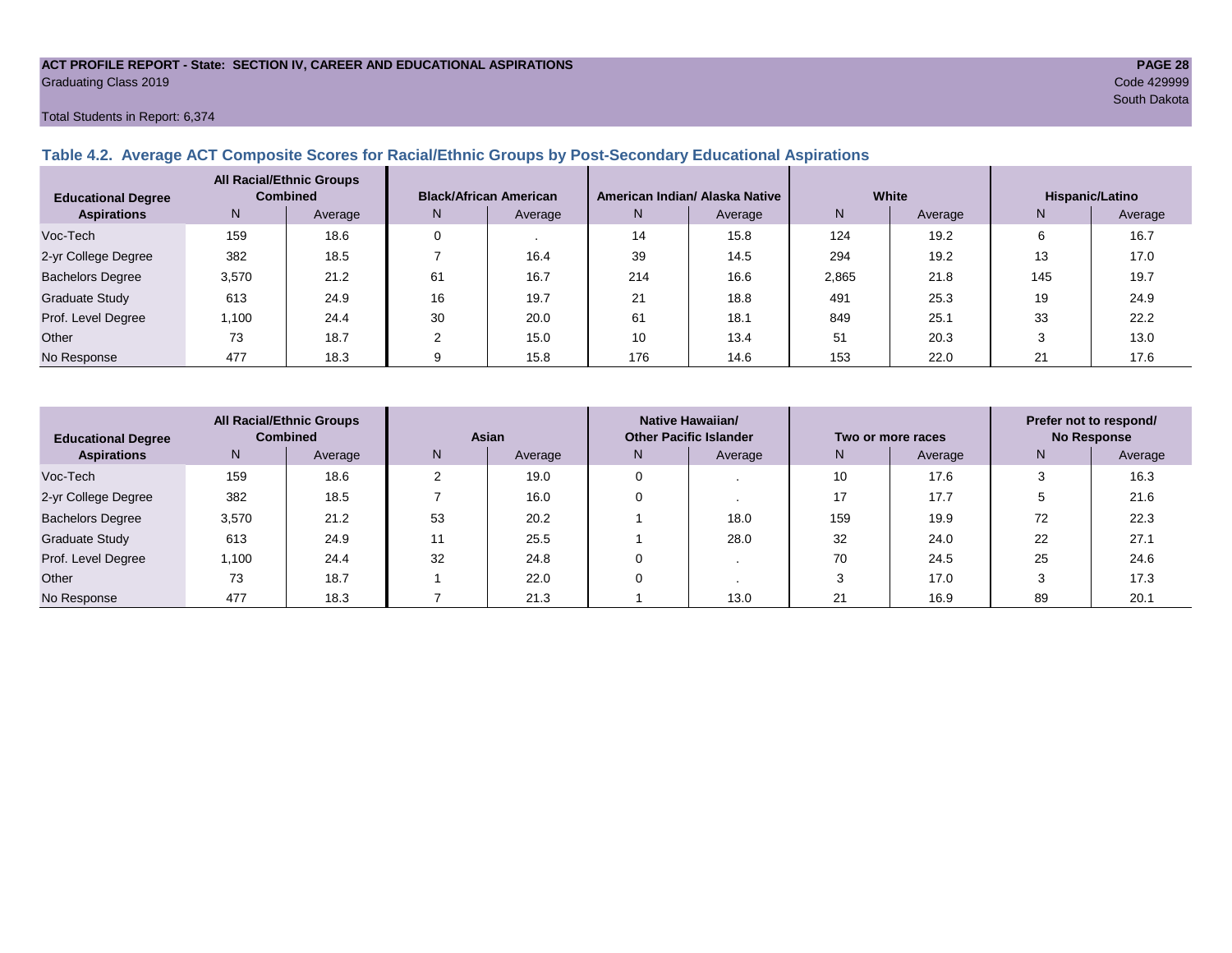ACT PROFILE REPORT - State: SECTION IV, CAREER AND EDUCATIONAL ASPIRATIONS
Graduating Class 2019
Code 429999
South Dakota

Total Students in Report: 6,374

### Table 4.2. Average ACT Composite Scores for Racial/Ethnic Groups by Post-Secondary Educational Aspirations

| Educational Degree Aspirations | All Racial/Ethnic Groups Combined | | Black/African American | | American Indian/ Alaska Native | | White | | Hispanic/Latino | |
|---|---|---|---|---|---|---|---|---|---|---|
| | N | Average | N | Average | N | Average | N | Average | N | Average |
| Voc-Tech | 159 | 18.6 | 0 | . | 14 | 15.8 | 124 | 19.2 | 6 | 16.7 |
| 2-yr College Degree | 382 | 18.5 | 7 | 16.4 | 39 | 14.5 | 294 | 19.2 | 13 | 17.0 |
| Bachelors Degree | 3,570 | 21.2 | 61 | 16.7 | 214 | 16.6 | 2,865 | 21.8 | 145 | 19.7 |
| Graduate Study | 613 | 24.9 | 16 | 19.7 | 21 | 18.8 | 491 | 25.3 | 19 | 24.9 |
| Prof. Level Degree | 1,100 | 24.4 | 30 | 20.0 | 61 | 18.1 | 849 | 25.1 | 33 | 22.2 |
| Other | 73 | 18.7 | 2 | 15.0 | 10 | 13.4 | 51 | 20.3 | 3 | 13.0 |
| No Response | 477 | 18.3 | 9 | 15.8 | 176 | 14.6 | 153 | 22.0 | 21 | 17.6 |

| Educational Degree Aspirations | All Racial/Ethnic Groups Combined | | Asian | | Native Hawaiian/ Other Pacific Islander | | Two or more races | | Prefer not to respond/ No Response | |
|---|---|---|---|---|---|---|---|---|---|---|
| | N | Average | N | Average | N | Average | N | Average | N | Average |
| Voc-Tech | 159 | 18.6 | 2 | 19.0 | 0 | . | 10 | 17.6 | 3 | 16.3 |
| 2-yr College Degree | 382 | 18.5 | 7 | 16.0 | 0 | . | 17 | 17.7 | 5 | 21.6 |
| Bachelors Degree | 3,570 | 21.2 | 53 | 20.2 | 1 | 18.0 | 159 | 19.9 | 72 | 22.3 |
| Graduate Study | 613 | 24.9 | 11 | 25.5 | 1 | 28.0 | 32 | 24.0 | 22 | 27.1 |
| Prof. Level Degree | 1,100 | 24.4 | 32 | 24.8 | 0 | . | 70 | 24.5 | 25 | 24.6 |
| Other | 73 | 18.7 | 1 | 22.0 | 0 | . | 3 | 17.0 | 3 | 17.3 |
| No Response | 477 | 18.3 | 7 | 21.3 | 1 | 13.0 | 21 | 16.9 | 89 | 20.1 |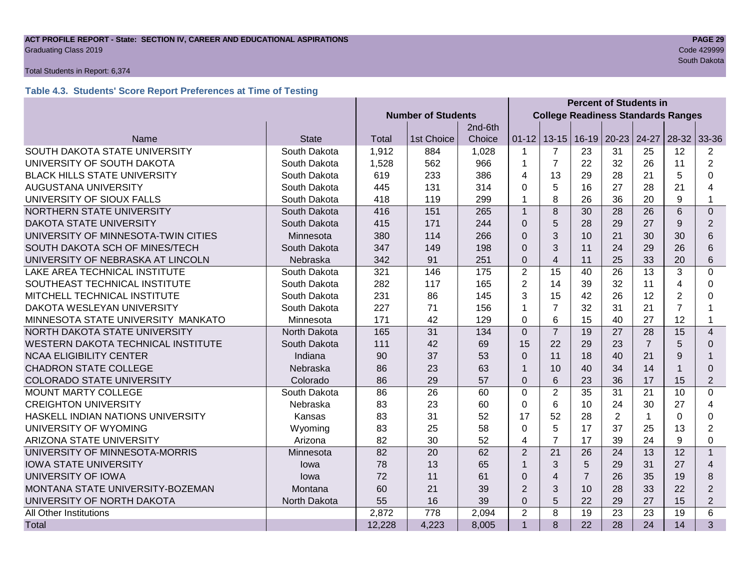ACT PROFILE REPORT - State: SECTION IV, CAREER AND EDUCATIONAL ASPIRATIONS
Graduating Class 2019

Code 429999
South Dakota

Total Students in Report: 6,374

### Table 4.3. Students' Score Report Preferences at Time of Testing

| | | Number of Students | | | Percent of Students in College Readiness Standards Ranges | | | | | | |
|---|---|---|---|---|---|---|---|---|---|---|---|
| Name | State | Total | 1st Choice | 2nd-6th Choice | 01-12 | 13-15 | 16-19 | 20-23 | 24-27 | 28-32 | 33-36 |
| SOUTH DAKOTA STATE UNIVERSITY | South Dakota | 1,912 | 884 | 1,028 | 1 | 7 | 23 | 31 | 25 | 12 | 2 |
| UNIVERSITY OF SOUTH DAKOTA | South Dakota | 1,528 | 562 | 966 | 1 | 7 | 22 | 32 | 26 | 11 | 2 |
| BLACK HILLS STATE UNIVERSITY | South Dakota | 619 | 233 | 386 | 4 | 13 | 29 | 28 | 21 | 5 | 0 |
| AUGUSTANA UNIVERSITY | South Dakota | 445 | 131 | 314 | 0 | 5 | 16 | 27 | 28 | 21 | 4 |
| UNIVERSITY OF SIOUX FALLS | South Dakota | 418 | 119 | 299 | 1 | 8 | 26 | 36 | 20 | 9 | 1 |
| NORTHERN STATE UNIVERSITY | South Dakota | 416 | 151 | 265 | 1 | 8 | 30 | 28 | 26 | 6 | 0 |
| DAKOTA STATE UNIVERSITY | South Dakota | 415 | 171 | 244 | 0 | 5 | 28 | 29 | 27 | 9 | 2 |
| UNIVERSITY OF MINNESOTA-TWIN CITIES | Minnesota | 380 | 114 | 266 | 0 | 3 | 10 | 21 | 30 | 30 | 6 |
| SOUTH DAKOTA SCH OF MINES/TECH | South Dakota | 347 | 149 | 198 | 0 | 3 | 11 | 24 | 29 | 26 | 6 |
| UNIVERSITY OF NEBRASKA AT LINCOLN | Nebraska | 342 | 91 | 251 | 0 | 4 | 11 | 25 | 33 | 20 | 6 |
| LAKE AREA TECHNICAL INSTITUTE | South Dakota | 321 | 146 | 175 | 2 | 15 | 40 | 26 | 13 | 3 | 0 |
| SOUTHEAST TECHNICAL INSTITUTE | South Dakota | 282 | 117 | 165 | 2 | 14 | 39 | 32 | 11 | 4 | 0 |
| MITCHELL TECHNICAL INSTITUTE | South Dakota | 231 | 86 | 145 | 3 | 15 | 42 | 26 | 12 | 2 | 0 |
| DAKOTA WESLEYAN UNIVERSITY | South Dakota | 227 | 71 | 156 | 1 | 7 | 32 | 31 | 21 | 7 | 1 |
| MINNESOTA STATE UNIVERSITY MANKATO | Minnesota | 171 | 42 | 129 | 0 | 6 | 15 | 40 | 27 | 12 | 1 |
| NORTH DAKOTA STATE UNIVERSITY | North Dakota | 165 | 31 | 134 | 0 | 7 | 19 | 27 | 28 | 15 | 4 |
| WESTERN DAKOTA TECHNICAL INSTITUTE | South Dakota | 111 | 42 | 69 | 15 | 22 | 29 | 23 | 7 | 5 | 0 |
| NCAA ELIGIBILITY CENTER | Indiana | 90 | 37 | 53 | 0 | 11 | 18 | 40 | 21 | 9 | 1 |
| CHADRON STATE COLLEGE | Nebraska | 86 | 23 | 63 | 1 | 10 | 40 | 34 | 14 | 1 | 0 |
| COLORADO STATE UNIVERSITY | Colorado | 86 | 29 | 57 | 0 | 6 | 23 | 36 | 17 | 15 | 2 |
| MOUNT MARTY COLLEGE | South Dakota | 86 | 26 | 60 | 0 | 2 | 35 | 31 | 21 | 10 | 0 |
| CREIGHTON UNIVERSITY | Nebraska | 83 | 23 | 60 | 0 | 6 | 10 | 24 | 30 | 27 | 4 |
| HASKELL INDIAN NATIONS UNIVERSITY | Kansas | 83 | 31 | 52 | 17 | 52 | 28 | 2 | 1 | 0 | 0 |
| UNIVERSITY OF WYOMING | Wyoming | 83 | 25 | 58 | 0 | 5 | 17 | 37 | 25 | 13 | 2 |
| ARIZONA STATE UNIVERSITY | Arizona | 82 | 30 | 52 | 4 | 7 | 17 | 39 | 24 | 9 | 0 |
| UNIVERSITY OF MINNESOTA-MORRIS | Minnesota | 82 | 20 | 62 | 2 | 21 | 26 | 24 | 13 | 12 | 1 |
| IOWA STATE UNIVERSITY | Iowa | 78 | 13 | 65 | 1 | 3 | 5 | 29 | 31 | 27 | 4 |
| UNIVERSITY OF IOWA | Iowa | 72 | 11 | 61 | 0 | 4 | 7 | 26 | 35 | 19 | 8 |
| MONTANA STATE UNIVERSITY-BOZEMAN | Montana | 60 | 21 | 39 | 2 | 3 | 10 | 28 | 33 | 22 | 2 |
| UNIVERSITY OF NORTH DAKOTA | North Dakota | 55 | 16 | 39 | 0 | 5 | 22 | 29 | 27 | 15 | 2 |
| All Other Institutions | | 2,872 | 778 | 2,094 | 2 | 8 | 19 | 23 | 23 | 19 | 6 |
| Total | | 12,228 | 4,223 | 8,005 | 1 | 8 | 22 | 28 | 24 | 14 | 3 |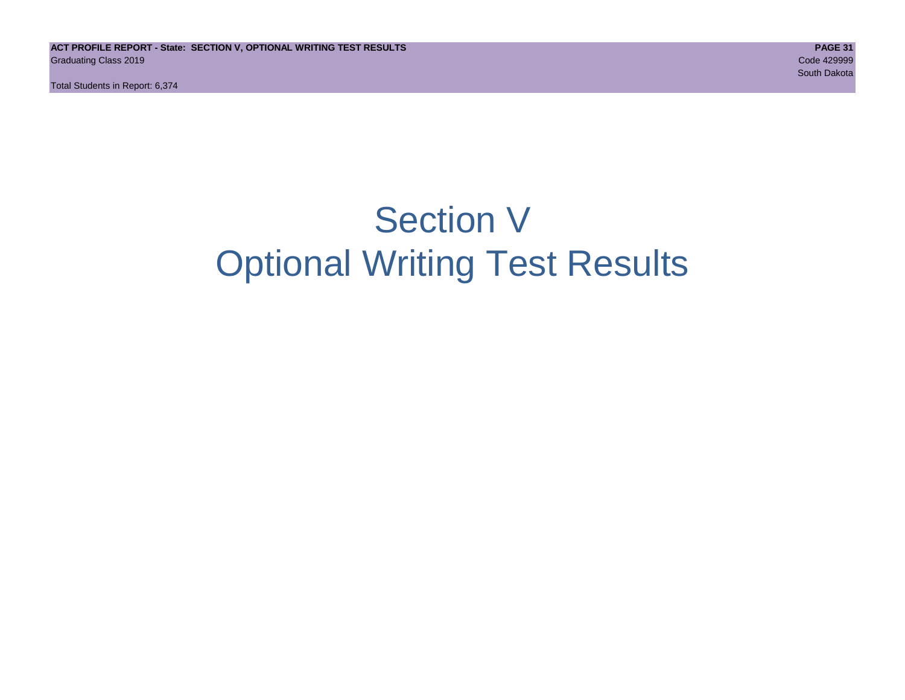# Section V
# Optional Writing Test Results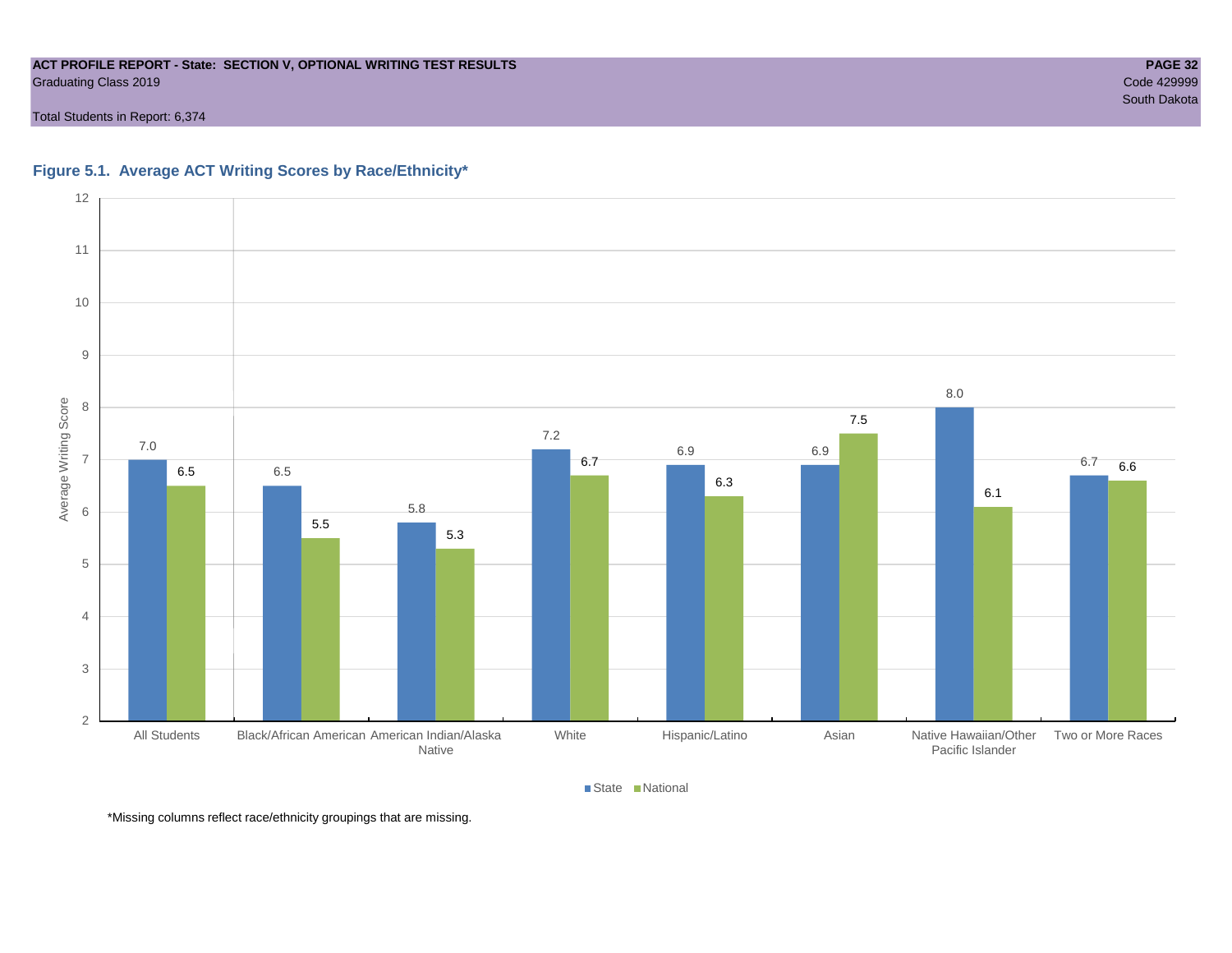ACT PROFILE REPORT - State: SECTION V, OPTIONAL WRITING TEST RESULTS
Graduating Class 2019

Code 429999
South Dakota

Total Students in Report: 6,374

## Figure 5.1. Average ACT Writing Scores by Race/Ethnicity*

| Group | State | National |
|---|---|---|
| All Students | 7.0 | 6.5 |
| Black/African American | 6.5 | 5.5 |
| American Indian/Alaska Native | 5.8 | 5.3 |
| White | 7.2 | 6.7 |
| Hispanic/Latino | 6.9 | 6.3 |
| Asian | 6.9 | 7.5 |
| Native Hawaiian/Other Pacific Islander | 8.0 | 6.1 |
| Two or More Races | 6.7 | 6.6 |

*Missing columns reflect race/ethnicity groupings that are missing.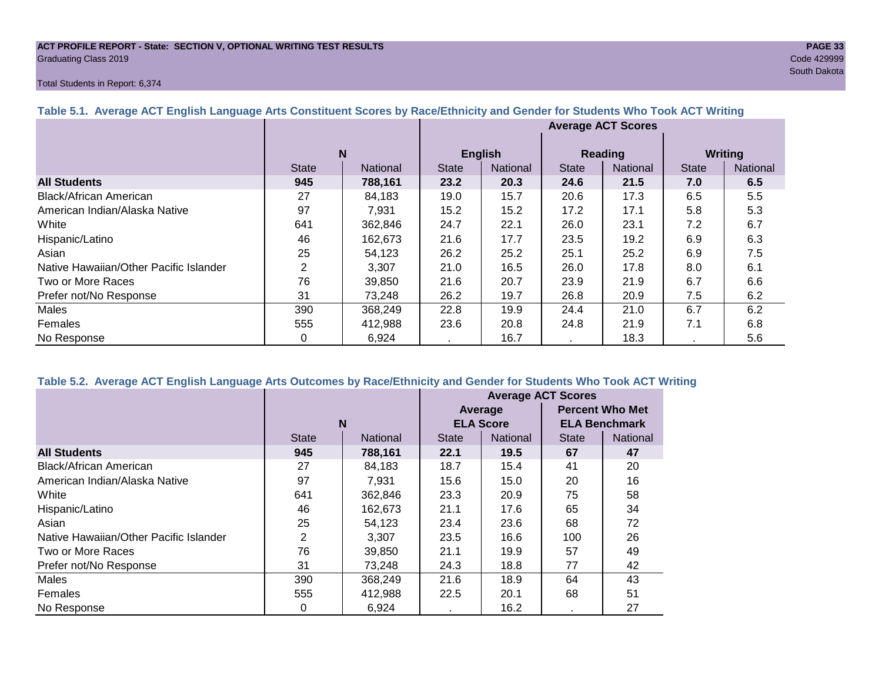ACT PROFILE REPORT - State: SECTION V, OPTIONAL WRITING TEST RESULTS
Graduating Class 2019

Code 429999
South Dakota

Total Students in Report: 6,374

### Table 5.1. Average ACT English Language Arts Constituent Scores by Race/Ethnicity and Gender for Students Who Took ACT Writing

| | N | | Average ACT Scores | | | | | |
|---|---|---|---|---|---|---|---|---|
| | | | English | | Reading | | Writing | |
| | State | National | State | National | State | National | State | National |
| **All Students** | **945** | **788,161** | **23.2** | **20.3** | **24.6** | **21.5** | **7.0** | **6.5** |
| Black/African American | 27 | 84,183 | 19.0 | 15.7 | 20.6 | 17.3 | 6.5 | 5.5 |
| American Indian/Alaska Native | 97 | 7,931 | 15.2 | 15.2 | 17.2 | 17.1 | 5.8 | 5.3 |
| White | 641 | 362,846 | 24.7 | 22.1 | 26.0 | 23.1 | 7.2 | 6.7 |
| Hispanic/Latino | 46 | 162,673 | 21.6 | 17.7 | 23.5 | 19.2 | 6.9 | 6.3 |
| Asian | 25 | 54,123 | 26.2 | 25.2 | 25.1 | 25.2 | 6.9 | 7.5 |
| Native Hawaiian/Other Pacific Islander | 2 | 3,307 | 21.0 | 16.5 | 26.0 | 17.8 | 8.0 | 6.1 |
| Two or More Races | 76 | 39,850 | 21.6 | 20.7 | 23.9 | 21.9 | 6.7 | 6.6 |
| Prefer not/No Response | 31 | 73,248 | 26.2 | 19.7 | 26.8 | 20.9 | 7.5 | 6.2 |
| Males | 390 | 368,249 | 22.8 | 19.9 | 24.4 | 21.0 | 6.7 | 6.2 |
| Females | 555 | 412,988 | 23.6 | 20.8 | 24.8 | 21.9 | 7.1 | 6.8 |
| No Response | 0 | 6,924 | . | 16.7 | . | 18.3 | . | 5.6 |

### Table 5.2. Average ACT English Language Arts Outcomes by Race/Ethnicity and Gender for Students Who Took ACT Writing

| | N | | Average ACT Scores | | | |
|---|---|---|---|---|---|---|
| | | | Average ELA Score | | Percent Who Met ELA Benchmark | |
| | State | National | State | National | State | National |
| **All Students** | **945** | **788,161** | **22.1** | **19.5** | **67** | **47** |
| Black/African American | 27 | 84,183 | 18.7 | 15.4 | 41 | 20 |
| American Indian/Alaska Native | 97 | 7,931 | 15.6 | 15.0 | 20 | 16 |
| White | 641 | 362,846 | 23.3 | 20.9 | 75 | 58 |
| Hispanic/Latino | 46 | 162,673 | 21.1 | 17.6 | 65 | 34 |
| Asian | 25 | 54,123 | 23.4 | 23.6 | 68 | 72 |
| Native Hawaiian/Other Pacific Islander | 2 | 3,307 | 23.5 | 16.6 | 100 | 26 |
| Two or More Races | 76 | 39,850 | 21.1 | 19.9 | 57 | 49 |
| Prefer not/No Response | 31 | 73,248 | 24.3 | 18.8 | 77 | 42 |
| Males | 390 | 368,249 | 21.6 | 18.9 | 64 | 43 |
| Females | 555 | 412,988 | 22.5 | 20.1 | 68 | 51 |
| No Response | 0 | 6,924 | . | 16.2 | . | 27 |